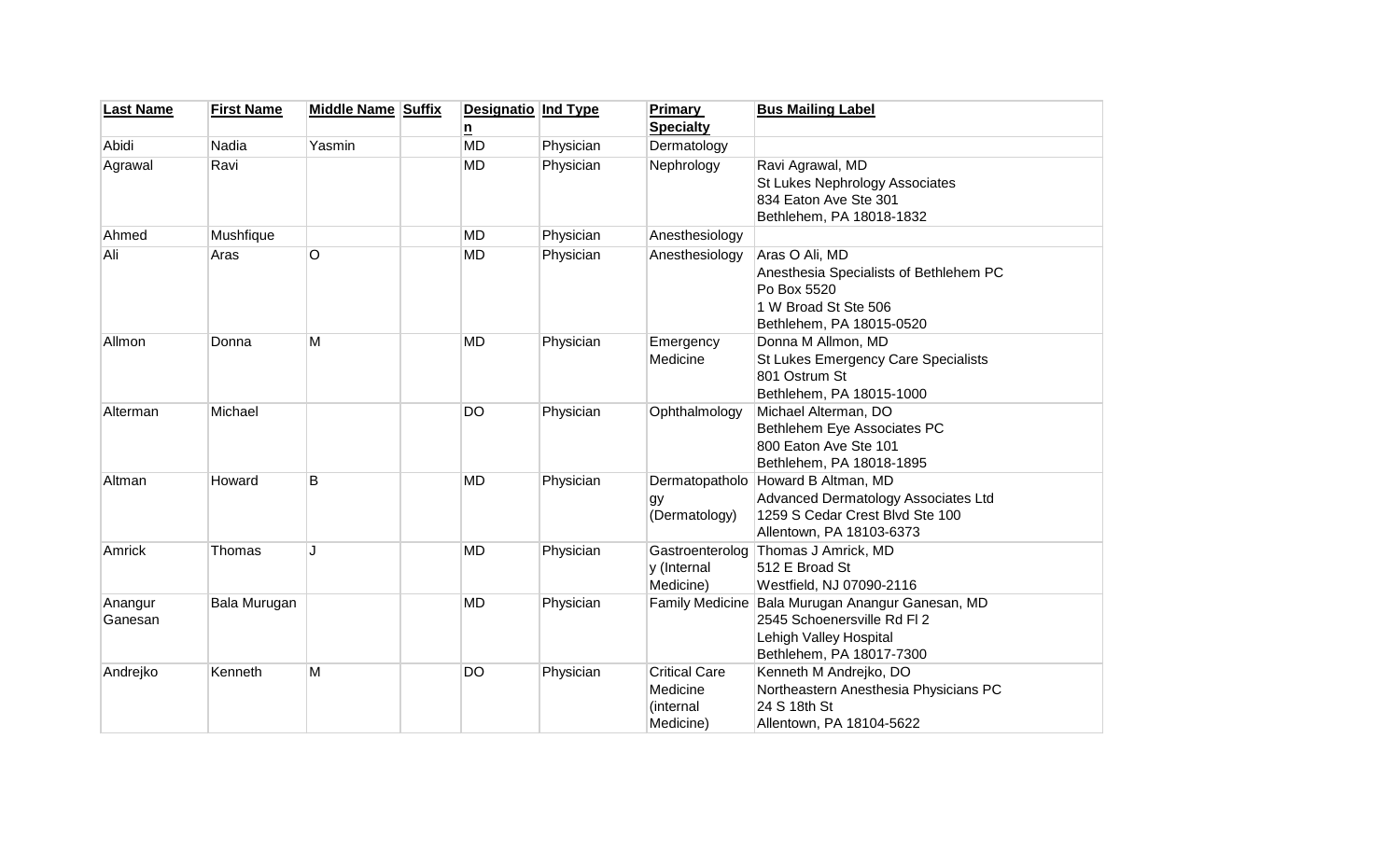| Last Name | First Name | Middle Name | Suffix | Designation | Ind Type | Primary Specialty | Bus Mailing Label |
|---|---|---|---|---|---|---|---|
| Abidi | Nadia | Yasmin | | MD | Physician | Dermatology | |
| Agrawal | Ravi | | | MD | Physician | Nephrology | Ravi Agrawal, MD<br>St Lukes Nephrology Associates<br>834 Eaton Ave Ste 301<br>Bethlehem, PA 18018-1832 |
| Ahmed | Mushfique | | | MD | Physician | Anesthesiology | |
| Ali | Aras | O | | MD | Physician | Anesthesiology | Aras O Ali, MD<br>Anesthesia Specialists of Bethlehem PC<br>Po Box 5520<br>1 W Broad St Ste 506<br>Bethlehem, PA 18015-0520 |
| Allmon | Donna | M | | MD | Physician | Emergency Medicine | Donna M Allmon, MD<br>St Lukes Emergency Care Specialists<br>801 Ostrum St<br>Bethlehem, PA 18015-1000 |
| Alterman | Michael | | | DO | Physician | Ophthalmology | Michael Alterman, DO<br>Bethlehem Eye Associates PC<br>800 Eaton Ave Ste 101<br>Bethlehem, PA 18018-1895 |
| Altman | Howard | B | | MD | Physician | Dermatopathology (Dermatology) | Howard B Altman, MD<br>Advanced Dermatology Associates Ltd<br>1259 S Cedar Crest Blvd Ste 100<br>Allentown, PA 18103-6373 |
| Amrick | Thomas | J | | MD | Physician | Gastroenterology (Internal Medicine) | Thomas J Amrick, MD<br>512 E Broad St<br>Westfield, NJ 07090-2116 |
| Anangur Ganesan | Bala Murugan | | | MD | Physician | Family Medicine | Bala Murugan Anangur Ganesan, MD<br>2545 Schoenersville Rd Fl 2<br>Lehigh Valley Hospital<br>Bethlehem, PA 18017-7300 |
| Andrejko | Kenneth | M | | DO | Physician | Critical Care Medicine (internal Medicine) | Kenneth M Andrejko, DO<br>Northeastern Anesthesia Physicians PC<br>24 S 18th St<br>Allentown, PA 18104-5622 |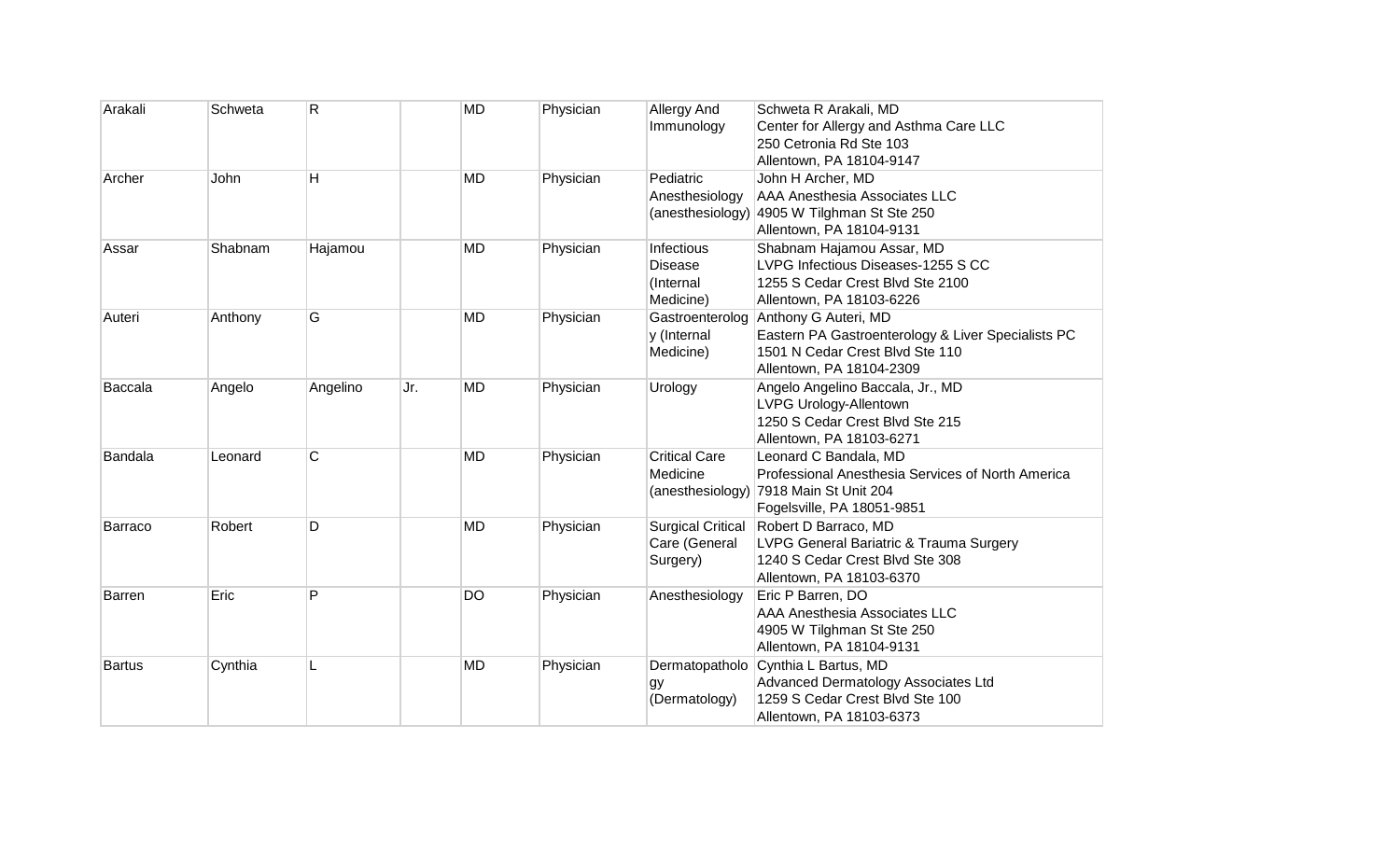| Arakali | Schweta | R | | MD | Physician | Allergy And Immunology | Schweta R Arakali, MD<br>Center for Allergy and Asthma Care LLC<br>250 Cetronia Rd Ste 103<br>Allentown, PA 18104-9147 |
|---|---|---|---|---|---|---|---|
| Archer | John | H | | MD | Physician | Pediatric Anesthesiology (anesthesiology) | John H Archer, MD<br>AAA Anesthesia Associates LLC<br>4905 W Tilghman St Ste 250<br>Allentown, PA 18104-9131 |
| Assar | Shabnam | Hajamou | | MD | Physician | Infectious Disease (Internal Medicine) | Shabnam Hajamou Assar, MD<br>LVPG Infectious Diseases-1255 S CC<br>1255 S Cedar Crest Blvd Ste 2100<br>Allentown, PA 18103-6226 |
| Auteri | Anthony | G | | MD | Physician | Gastroenterology (Internal Medicine) | Anthony G Auteri, MD<br>Eastern PA Gastroenterology & Liver Specialists PC<br>1501 N Cedar Crest Blvd Ste 110<br>Allentown, PA 18104-2309 |
| Baccala | Angelo | Angelino | Jr. | MD | Physician | Urology | Angelo Angelino Baccala, Jr., MD<br>LVPG Urology-Allentown<br>1250 S Cedar Crest Blvd Ste 215<br>Allentown, PA 18103-6271 |
| Bandala | Leonard | C | | MD | Physician | Critical Care Medicine (anesthesiology) | Leonard C Bandala, MD<br>Professional Anesthesia Services of North America<br>7918 Main St Unit 204<br>Fogelsville, PA 18051-9851 |
| Barraco | Robert | D | | MD | Physician | Surgical Critical Care (General Surgery) | Robert D Barraco, MD<br>LVPG General Bariatric & Trauma Surgery<br>1240 S Cedar Crest Blvd Ste 308<br>Allentown, PA 18103-6370 |
| Barren | Eric | P | | DO | Physician | Anesthesiology | Eric P Barren, DO<br>AAA Anesthesia Associates LLC<br>4905 W Tilghman St Ste 250<br>Allentown, PA 18104-9131 |
| Bartus | Cynthia | L | | MD | Physician | Dermatopathology (Dermatology) | Cynthia L Bartus, MD<br>Advanced Dermatology Associates Ltd<br>1259 S Cedar Crest Blvd Ste 100<br>Allentown, PA 18103-6373 |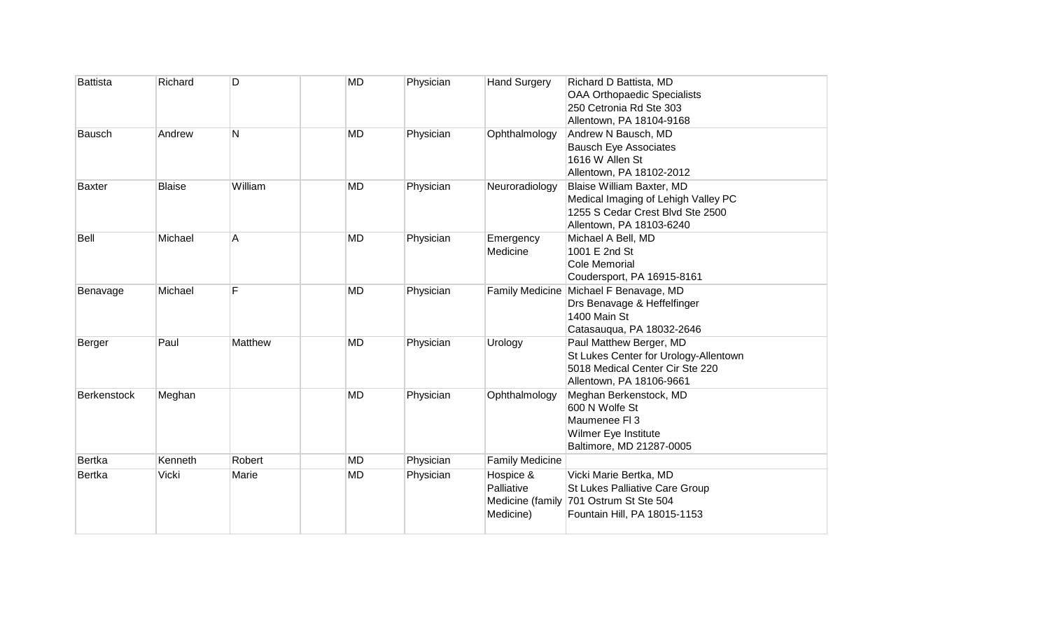| | | | | | | | |
|---|---|---|---|---|---|---|---|
| Battista | Richard | D | | MD | Physician | Hand Surgery | Richard D Battista, MD<br>OAA Orthopaedic Specialists<br>250 Cetronia Rd Ste 303<br>Allentown, PA 18104-9168 |
| Bausch | Andrew | N | | MD | Physician | Ophthalmology | Andrew N Bausch, MD<br>Bausch Eye Associates<br>1616 W Allen St<br>Allentown, PA 18102-2012 |
| Baxter | Blaise | William | | MD | Physician | Neuroradiology | Blaise William Baxter, MD<br>Medical Imaging of Lehigh Valley PC<br>1255 S Cedar Crest Blvd Ste 2500<br>Allentown, PA 18103-6240 |
| Bell | Michael | A | | MD | Physician | Emergency Medicine | Michael A Bell, MD<br>1001 E 2nd St<br>Cole Memorial<br>Coudersport, PA 16915-8161 |
| Benavage | Michael | F | | MD | Physician | Family Medicine | Michael F Benavage, MD<br>Drs Benavage & Heffelfinger<br>1400 Main St<br>Catasauqua, PA 18032-2646 |
| Berger | Paul | Matthew | | MD | Physician | Urology | Paul Matthew Berger, MD<br>St Lukes Center for Urology-Allentown<br>5018 Medical Center Cir Ste 220<br>Allentown, PA 18106-9661 |
| Berkenstock | Meghan | | | MD | Physician | Ophthalmology | Meghan Berkenstock, MD<br>600 N Wolfe St<br>Maumenee Fl 3<br>Wilmer Eye Institute<br>Baltimore, MD 21287-0005 |
| Bertka | Kenneth | Robert | | MD | Physician | Family Medicine | |
| Bertka | Vicki | Marie | | MD | Physician | Hospice & Palliative Medicine (family Medicine) | Vicki Marie Bertka, MD<br>St Lukes Palliative Care Group<br>701 Ostrum St Ste 504<br>Fountain Hill, PA 18015-1153 |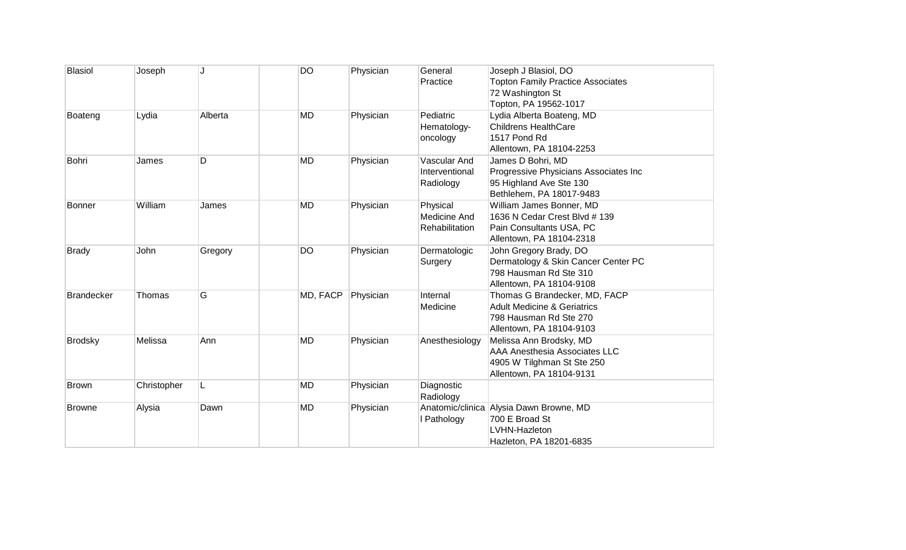| | | | | | | | |
|---|---|---|---|---|---|---|---|
| Blasiol | Joseph | J | | DO | Physician | General Practice | Joseph J Blasiol, DO<br>Topton Family Practice Associates<br>72 Washington St<br>Topton, PA 19562-1017 |
| Boateng | Lydia | Alberta | | MD | Physician | Pediatric Hematology-oncology | Lydia Alberta Boateng, MD<br>Childrens HealthCare<br>1517 Pond Rd<br>Allentown, PA 18104-2253 |
| Bohri | James | D | | MD | Physician | Vascular And Interventional Radiology | James D Bohri, MD<br>Progressive Physicians Associates Inc<br>95 Highland Ave Ste 130<br>Bethlehem, PA 18017-9483 |
| Bonner | William | James | | MD | Physician | Physical Medicine And Rehabilitation | William James Bonner, MD<br>1636 N Cedar Crest Blvd # 139<br>Pain Consultants USA, PC<br>Allentown, PA 18104-2318 |
| Brady | John | Gregory | | DO | Physician | Dermatologic Surgery | John Gregory Brady, DO<br>Dermatology & Skin Cancer Center PC<br>798 Hausman Rd Ste 310<br>Allentown, PA 18104-9108 |
| Brandecker | Thomas | G | | MD, FACP | Physician | Internal Medicine | Thomas G Brandecker, MD, FACP<br>Adult Medicine & Geriatrics<br>798 Hausman Rd Ste 270<br>Allentown, PA 18104-9103 |
| Brodsky | Melissa | Ann | | MD | Physician | Anesthesiology | Melissa Ann Brodsky, MD<br>AAA Anesthesia Associates LLC<br>4905 W Tilghman St Ste 250<br>Allentown, PA 18104-9131 |
| Brown | Christopher | L | | MD | Physician | Diagnostic Radiology | |
| Browne | Alysia | Dawn | | MD | Physician | Anatomic/clinical Pathology | Alysia Dawn Browne, MD<br>700 E Broad St<br>LVHN-Hazleton<br>Hazleton, PA 18201-6835 |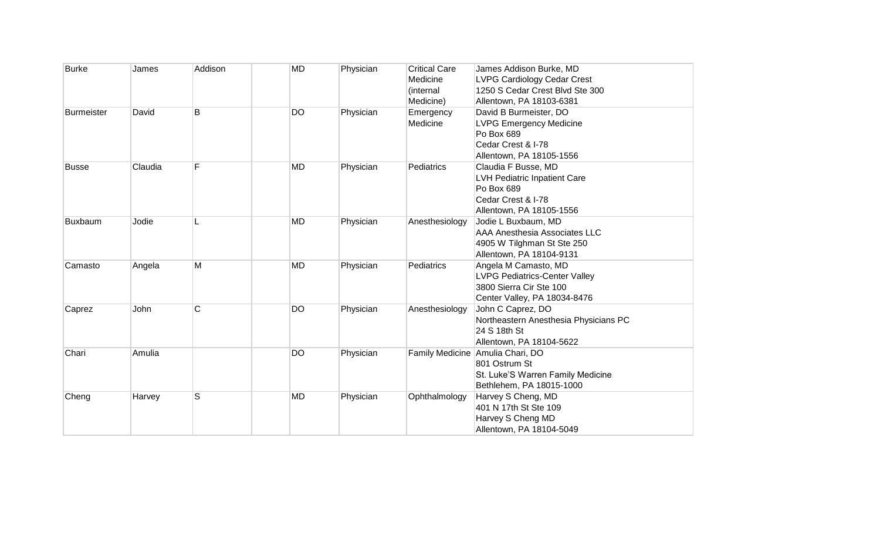| Burke | James | Addison | | MD | Physician | Critical Care Medicine (internal Medicine) | James Addison Burke, MD<br>LVPG Cardiology Cedar Crest<br>1250 S Cedar Crest Blvd Ste 300<br>Allentown, PA 18103-6381 |
|---|---|---|---|---|---|---|---|
| Burmeister | David | B | | DO | Physician | Emergency Medicine | David B Burmeister, DO<br>LVPG Emergency Medicine<br>Po Box 689<br>Cedar Crest & I-78<br>Allentown, PA 18105-1556 |
| Busse | Claudia | F | | MD | Physician | Pediatrics | Claudia F Busse, MD<br>LVH Pediatric Inpatient Care<br>Po Box 689<br>Cedar Crest & I-78<br>Allentown, PA 18105-1556 |
| Buxbaum | Jodie | L | | MD | Physician | Anesthesiology | Jodie L Buxbaum, MD<br>AAA Anesthesia Associates LLC<br>4905 W Tilghman St Ste 250<br>Allentown, PA 18104-9131 |
| Camasto | Angela | M | | MD | Physician | Pediatrics | Angela M Camasto, MD<br>LVPG Pediatrics-Center Valley<br>3800 Sierra Cir Ste 100<br>Center Valley, PA 18034-8476 |
| Caprez | John | C | | DO | Physician | Anesthesiology | John C Caprez, DO<br>Northeastern Anesthesia Physicians PC<br>24 S 18th St<br>Allentown, PA 18104-5622 |
| Chari | Amulia | | | DO | Physician | Family Medicine | Amulia Chari, DO<br>801 Ostrum St<br>St. Luke'S Warren Family Medicine<br>Bethlehem, PA 18015-1000 |
| Cheng | Harvey | S | | MD | Physician | Ophthalmology | Harvey S Cheng, MD<br>401 N 17th St Ste 109<br>Harvey S Cheng MD<br>Allentown, PA 18104-5049 |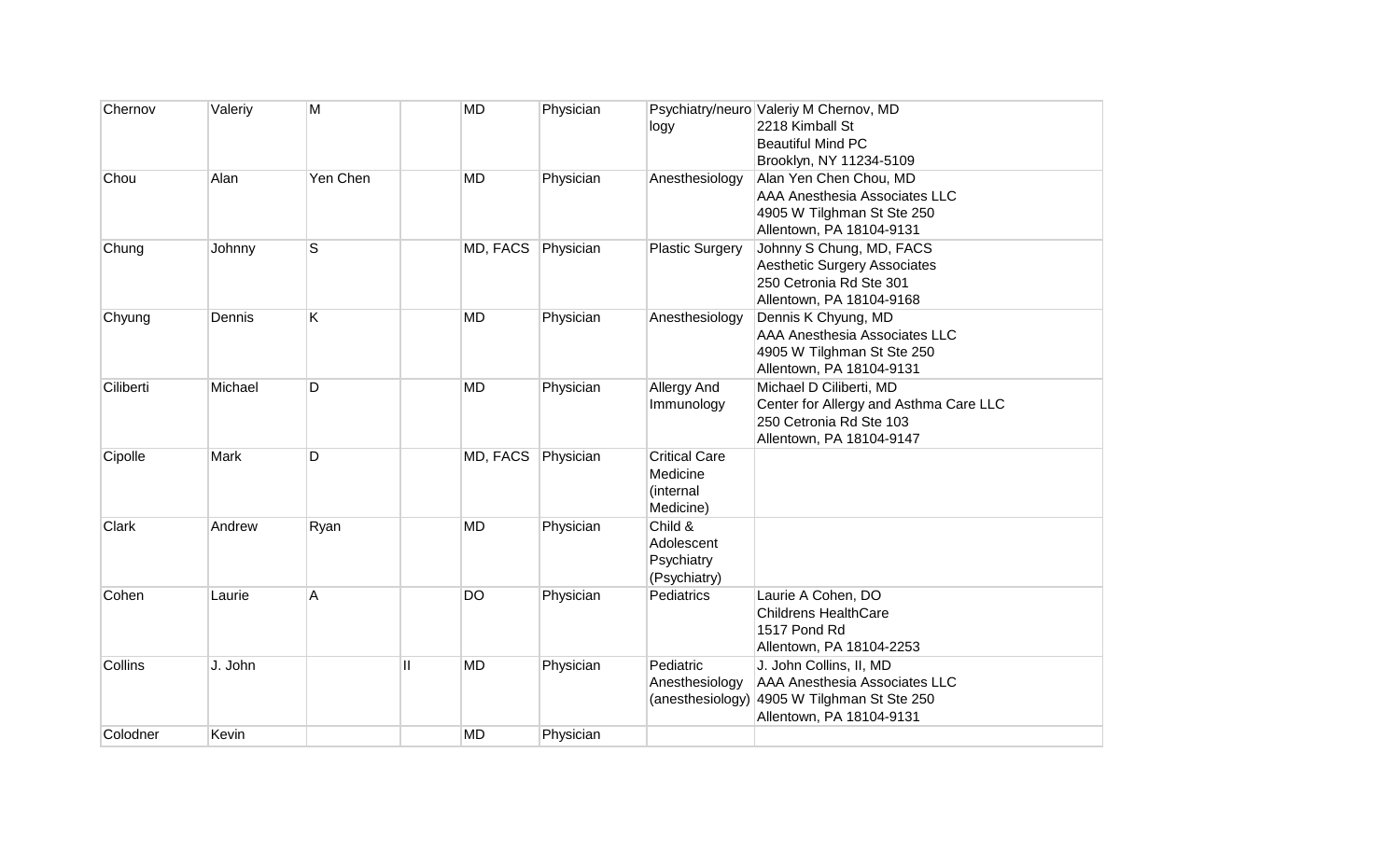| Chernov | Valeriy | M | | MD | Physician | Psychiatry/neurology | Valeriy M Chernov, MD<br>2218 Kimball St<br>Beautiful Mind PC<br>Brooklyn, NY 11234-5109 |
|---|---|---|---|---|---|---|---|
| Chou | Alan | Yen Chen | | MD | Physician | Anesthesiology | Alan Yen Chen Chou, MD<br>AAA Anesthesia Associates LLC<br>4905 W Tilghman St Ste 250<br>Allentown, PA 18104-9131 |
| Chung | Johnny | S | | MD, FACS | Physician | Plastic Surgery | Johnny S Chung, MD, FACS<br>Aesthetic Surgery Associates<br>250 Cetronia Rd Ste 301<br>Allentown, PA 18104-9168 |
| Chyung | Dennis | K | | MD | Physician | Anesthesiology | Dennis K Chyung, MD<br>AAA Anesthesia Associates LLC<br>4905 W Tilghman St Ste 250<br>Allentown, PA 18104-9131 |
| Ciliberti | Michael | D | | MD | Physician | Allergy And Immunology | Michael D Ciliberti, MD<br>Center for Allergy and Asthma Care LLC<br>250 Cetronia Rd Ste 103<br>Allentown, PA 18104-9147 |
| Cipolle | Mark | D | | MD, FACS | Physician | Critical Care Medicine (internal Medicine) | |
| Clark | Andrew | Ryan | | MD | Physician | Child & Adolescent Psychiatry (Psychiatry) | |
| Cohen | Laurie | A | | DO | Physician | Pediatrics | Laurie A Cohen, DO<br>Childrens HealthCare<br>1517 Pond Rd<br>Allentown, PA 18104-2253 |
| Collins | J. John | | II | MD | Physician | Pediatric Anesthesiology (anesthesiology) | J. John Collins, II, MD<br>AAA Anesthesia Associates LLC<br>4905 W Tilghman St Ste 250<br>Allentown, PA 18104-9131 |
| Colodner | Kevin | | | MD | Physician | | |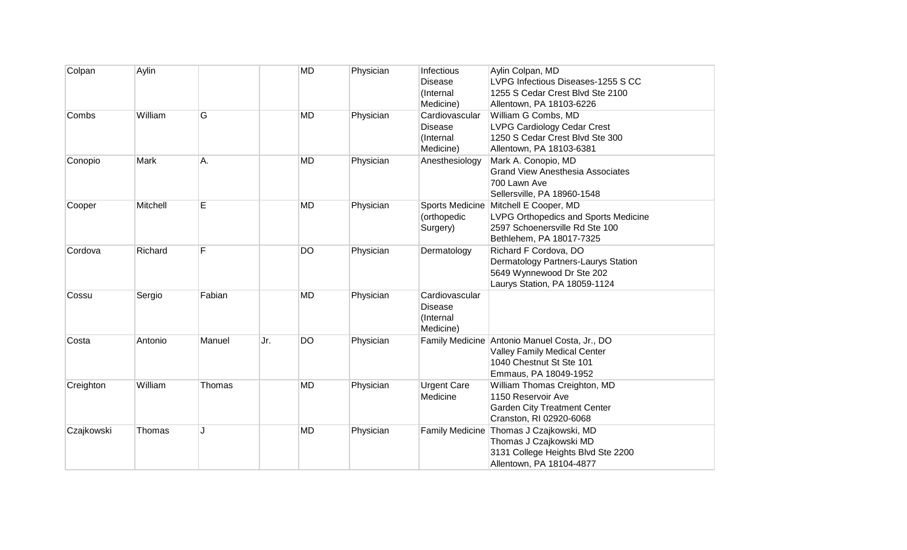| | | | | | | | |
|---|---|---|---|---|---|---|---|
| Colpan | Aylin | | | MD | Physician | Infectious Disease (Internal Medicine) | Aylin Colpan, MD<br>LVPG Infectious Diseases-1255 S CC<br>1255 S Cedar Crest Blvd Ste 2100<br>Allentown, PA 18103-6226 |
| Combs | William | G | | MD | Physician | Cardiovascular Disease (Internal Medicine) | William G Combs, MD<br>LVPG Cardiology Cedar Crest<br>1250 S Cedar Crest Blvd Ste 300<br>Allentown, PA 18103-6381 |
| Conopio | Mark | A. | | MD | Physician | Anesthesiology | Mark A. Conopio, MD<br>Grand View Anesthesia Associates<br>700 Lawn Ave<br>Sellersville, PA 18960-1548 |
| Cooper | Mitchell | E | | MD | Physician | Sports Medicine (orthopedic Surgery) | Mitchell E Cooper, MD<br>LVPG Orthopedics and Sports Medicine<br>2597 Schoenersville Rd Ste 100<br>Bethlehem, PA 18017-7325 |
| Cordova | Richard | F | | DO | Physician | Dermatology | Richard F Cordova, DO<br>Dermatology Partners-Laurys Station<br>5649 Wynnewood Dr Ste 202<br>Laurys Station, PA 18059-1124 |
| Cossu | Sergio | Fabian | | MD | Physician | Cardiovascular Disease (Internal Medicine) | |
| Costa | Antonio | Manuel | Jr. | DO | Physician | Family Medicine | Antonio Manuel Costa, Jr., DO<br>Valley Family Medical Center<br>1040 Chestnut St Ste 101<br>Emmaus, PA 18049-1952 |
| Creighton | William | Thomas | | MD | Physician | Urgent Care Medicine | William Thomas Creighton, MD<br>1150 Reservoir Ave<br>Garden City Treatment Center<br>Cranston, RI 02920-6068 |
| Czajkowski | Thomas | J | | MD | Physician | Family Medicine | Thomas J Czajkowski, MD<br>Thomas J Czajkowski MD<br>3131 College Heights Blvd Ste 2200<br>Allentown, PA 18104-4877 |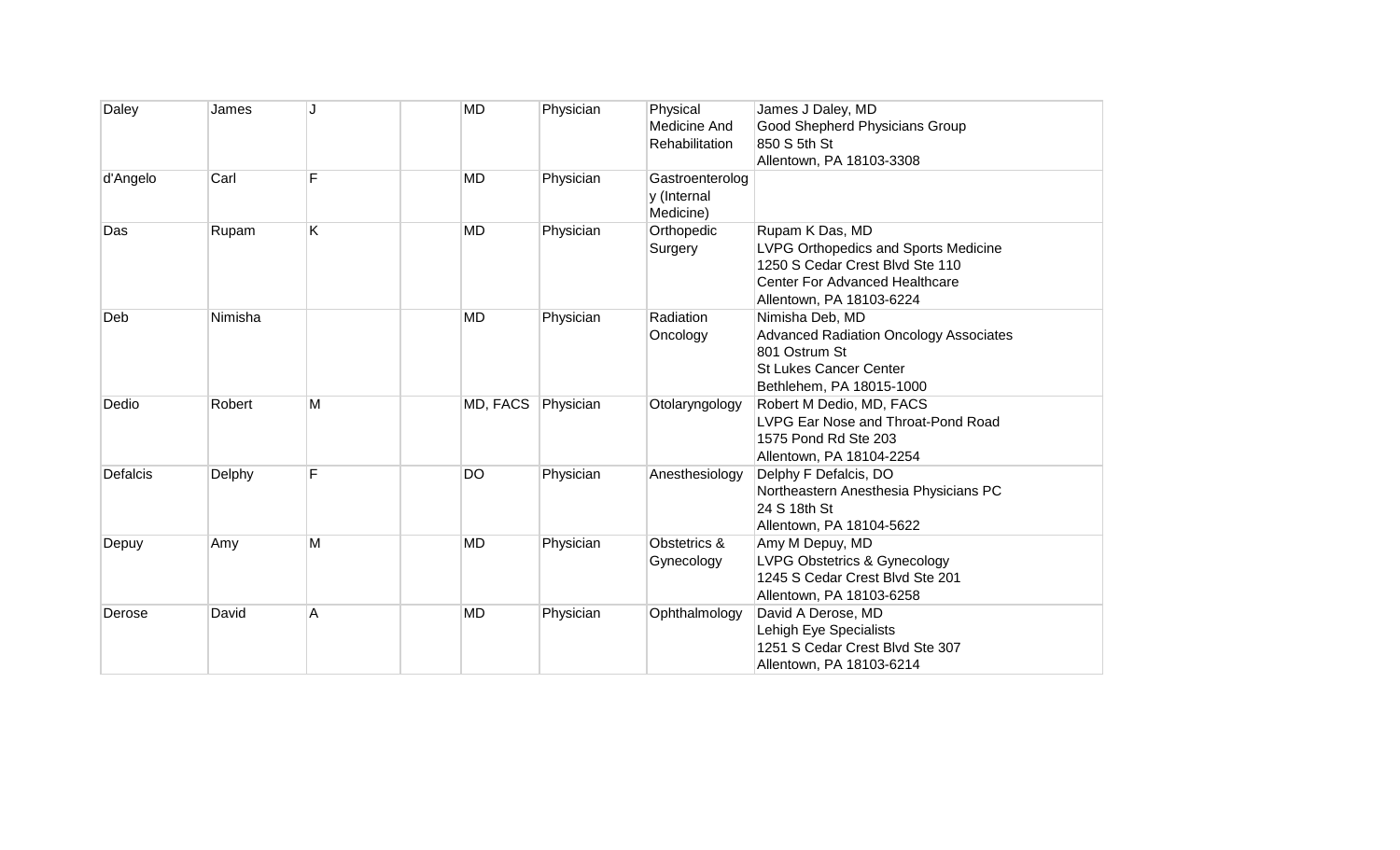| Daley | James | J | | MD | Physician | Physical Medicine And Rehabilitation | James J Daley, MD<br>Good Shepherd Physicians Group<br>850 S 5th St<br>Allentown, PA 18103-3308 |
|---|---|---|---|---|---|---|---|
| d'Angelo | Carl | F | | MD | Physician | Gastroenterology (Internal Medicine) | |
| Das | Rupam | K | | MD | Physician | Orthopedic Surgery | Rupam K Das, MD<br>LVPG Orthopedics and Sports Medicine<br>1250 S Cedar Crest Blvd Ste 110<br>Center For Advanced Healthcare<br>Allentown, PA 18103-6224 |
| Deb | Nimisha | | | MD | Physician | Radiation Oncology | Nimisha Deb, MD<br>Advanced Radiation Oncology Associates<br>801 Ostrum St<br>St Lukes Cancer Center<br>Bethlehem, PA 18015-1000 |
| Dedio | Robert | M | | MD, FACS | Physician | Otolaryngology | Robert M Dedio, MD, FACS<br>LVPG Ear Nose and Throat-Pond Road<br>1575 Pond Rd Ste 203<br>Allentown, PA 18104-2254 |
| Defalcis | Delphy | F | | DO | Physician | Anesthesiology | Delphy F Defalcis, DO<br>Northeastern Anesthesia Physicians PC<br>24 S 18th St<br>Allentown, PA 18104-5622 |
| Depuy | Amy | M | | MD | Physician | Obstetrics & Gynecology | Amy M Depuy, MD<br>LVPG Obstetrics & Gynecology<br>1245 S Cedar Crest Blvd Ste 201<br>Allentown, PA 18103-6258 |
| Derose | David | A | | MD | Physician | Ophthalmology | David A Derose, MD<br>Lehigh Eye Specialists<br>1251 S Cedar Crest Blvd Ste 307<br>Allentown, PA 18103-6214 |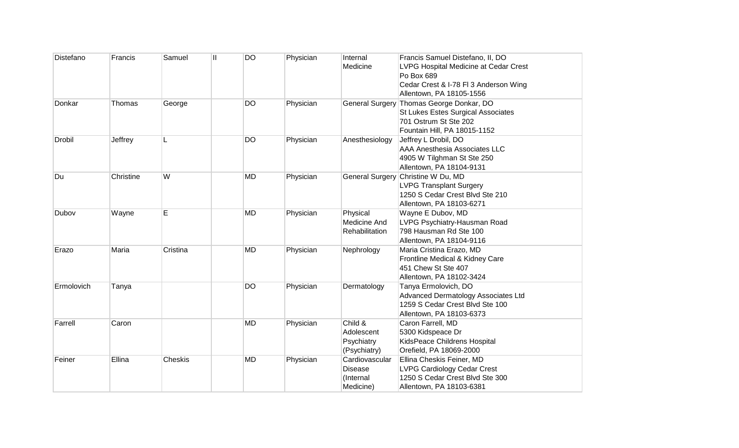| Distefano | Francis | Samuel | II | DO | Physician | Internal Medicine | Francis Samuel Distefano, II, DO<br>LVPG Hospital Medicine at Cedar Crest<br>Po Box 689<br>Cedar Crest & I-78 Fl 3 Anderson Wing<br>Allentown, PA 18105-1556 |
|---|---|---|---|---|---|---|---|
| Donkar | Thomas | George | | DO | Physician | General Surgery | Thomas George Donkar, DO<br>St Lukes Estes Surgical Associates<br>701 Ostrum St Ste 202<br>Fountain Hill, PA 18015-1152 |
| Drobil | Jeffrey | L | | DO | Physician | Anesthesiology | Jeffrey L Drobil, DO<br>AAA Anesthesia Associates LLC<br>4905 W Tilghman St Ste 250<br>Allentown, PA 18104-9131 |
| Du | Christine | W | | MD | Physician | General Surgery | Christine W Du, MD<br>LVPG Transplant Surgery<br>1250 S Cedar Crest Blvd Ste 210<br>Allentown, PA 18103-6271 |
| Dubov | Wayne | E | | MD | Physician | Physical Medicine And Rehabilitation | Wayne E Dubov, MD<br>LVPG Psychiatry-Hausman Road<br>798 Hausman Rd Ste 100<br>Allentown, PA 18104-9116 |
| Erazo | Maria | Cristina | | MD | Physician | Nephrology | Maria Cristina Erazo, MD<br>Frontline Medical & Kidney Care<br>451 Chew St Ste 407<br>Allentown, PA 18102-3424 |
| Ermolovich | Tanya | | | DO | Physician | Dermatology | Tanya Ermolovich, DO<br>Advanced Dermatology Associates Ltd<br>1259 S Cedar Crest Blvd Ste 100<br>Allentown, PA 18103-6373 |
| Farrell | Caron | | | MD | Physician | Child & Adolescent Psychiatry (Psychiatry) | Caron Farrell, MD<br>5300 Kidspeace Dr<br>KidsPeace Childrens Hospital<br>Orefield, PA 18069-2000 |
| Feiner | Ellina | Cheskis | | MD | Physician | Cardiovascular Disease (Internal Medicine) | Ellina Cheskis Feiner, MD<br>LVPG Cardiology Cedar Crest<br>1250 S Cedar Crest Blvd Ste 300<br>Allentown, PA 18103-6381 |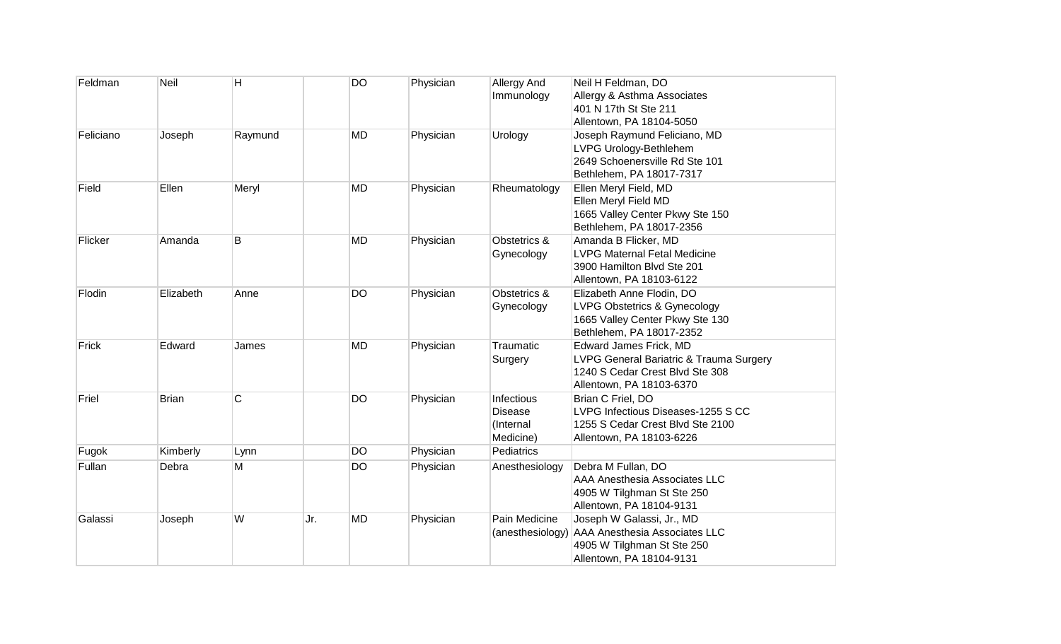| Feldman | Neil | H | | DO | Physician | Allergy And Immunology | Neil H Feldman, DO<br>Allergy & Asthma Associates<br>401 N 17th St Ste 211<br>Allentown, PA 18104-5050 |
|---|---|---|---|---|---|---|---|
| Feliciano | Joseph | Raymund | | MD | Physician | Urology | Joseph Raymund Feliciano, MD<br>LVPG Urology-Bethlehem<br>2649 Schoenersville Rd Ste 101<br>Bethlehem, PA 18017-7317 |
| Field | Ellen | Meryl | | MD | Physician | Rheumatology | Ellen Meryl Field, MD<br>Ellen Meryl Field MD<br>1665 Valley Center Pkwy Ste 150<br>Bethlehem, PA 18017-2356 |
| Flicker | Amanda | B | | MD | Physician | Obstetrics & Gynecology | Amanda B Flicker, MD<br>LVPG Maternal Fetal Medicine<br>3900 Hamilton Blvd Ste 201<br>Allentown, PA 18103-6122 |
| Flodin | Elizabeth | Anne | | DO | Physician | Obstetrics & Gynecology | Elizabeth Anne Flodin, DO<br>LVPG Obstetrics & Gynecology<br>1665 Valley Center Pkwy Ste 130<br>Bethlehem, PA 18017-2352 |
| Frick | Edward | James | | MD | Physician | Traumatic Surgery | Edward James Frick, MD<br>LVPG General Bariatric & Trauma Surgery<br>1240 S Cedar Crest Blvd Ste 308<br>Allentown, PA 18103-6370 |
| Friel | Brian | C | | DO | Physician | Infectious Disease (Internal Medicine) | Brian C Friel, DO<br>LVPG Infectious Diseases-1255 S CC<br>1255 S Cedar Crest Blvd Ste 2100<br>Allentown, PA 18103-6226 |
| Fugok | Kimberly | Lynn | | DO | Physician | Pediatrics | |
| Fullan | Debra | M | | DO | Physician | Anesthesiology | Debra M Fullan, DO<br>AAA Anesthesia Associates LLC<br>4905 W Tilghman St Ste 250<br>Allentown, PA 18104-9131 |
| Galassi | Joseph | W | Jr. | MD | Physician | Pain Medicine (anesthesiology) | Joseph W Galassi, Jr., MD<br>AAA Anesthesia Associates LLC<br>4905 W Tilghman St Ste 250<br>Allentown, PA 18104-9131 |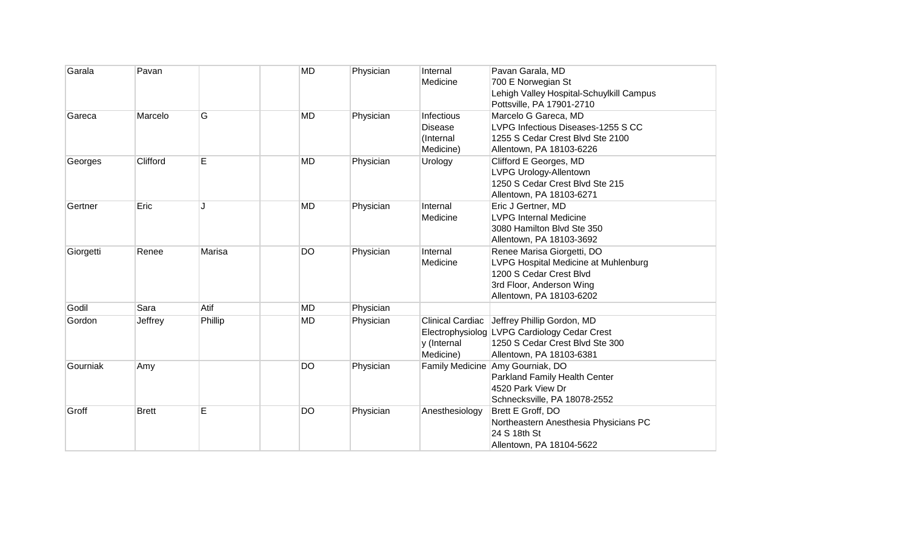| | | | | | | | |
|---|---|---|---|---|---|---|---|
| Garala | Pavan | | | MD | Physician | Internal Medicine | Pavan Garala, MD<br>700 E Norwegian St<br>Lehigh Valley Hospital-Schuylkill Campus<br>Pottsville, PA 17901-2710 |
| Gareca | Marcelo | G | | MD | Physician | Infectious Disease (Internal Medicine) | Marcelo G Gareca, MD<br>LVPG Infectious Diseases-1255 S CC<br>1255 S Cedar Crest Blvd Ste 2100<br>Allentown, PA 18103-6226 |
| Georges | Clifford | E | | MD | Physician | Urology | Clifford E Georges, MD<br>LVPG Urology-Allentown<br>1250 S Cedar Crest Blvd Ste 215<br>Allentown, PA 18103-6271 |
| Gertner | Eric | J | | MD | Physician | Internal Medicine | Eric J Gertner, MD<br>LVPG Internal Medicine<br>3080 Hamilton Blvd Ste 350<br>Allentown, PA 18103-3692 |
| Giorgetti | Renee | Marisa | | DO | Physician | Internal Medicine | Renee Marisa Giorgetti, DO<br>LVPG Hospital Medicine at Muhlenburg<br>1200 S Cedar Crest Blvd<br>3rd Floor, Anderson Wing<br>Allentown, PA 18103-6202 |
| Godil | Sara | Atif | | MD | Physician | | |
| Gordon | Jeffrey | Phillip | | MD | Physician | Clinical Cardiac Electrophysiology (Internal Medicine) | Jeffrey Phillip Gordon, MD<br>LVPG Cardiology Cedar Crest<br>1250 S Cedar Crest Blvd Ste 300<br>Allentown, PA 18103-6381 |
| Gourniak | Amy | | | DO | Physician | Family Medicine | Amy Gourniak, DO<br>Parkland Family Health Center<br>4520 Park View Dr<br>Schnecksville, PA 18078-2552 |
| Groff | Brett | E | | DO | Physician | Anesthesiology | Brett E Groff, DO<br>Northeastern Anesthesia Physicians PC<br>24 S 18th St<br>Allentown, PA 18104-5622 |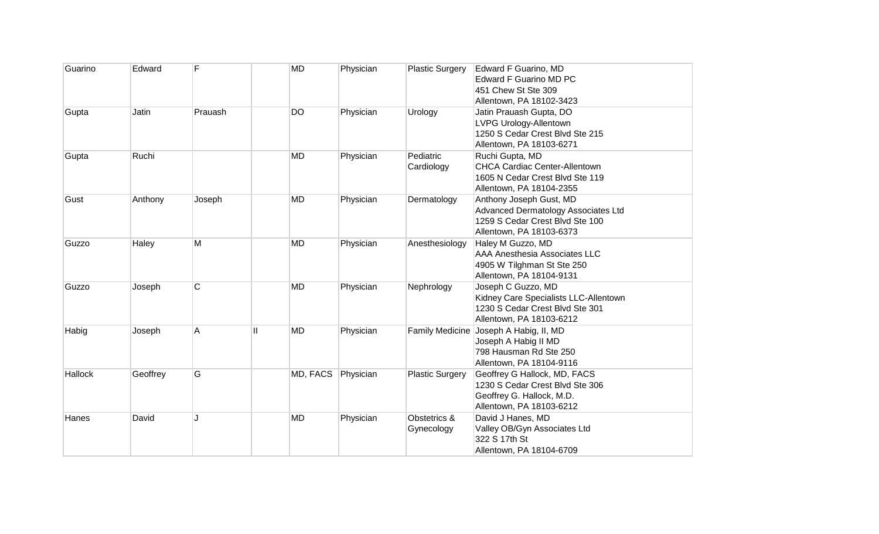| Guarino | Edward | F | | MD | Physician | Plastic Surgery | Edward F Guarino, MD<br>Edward F Guarino MD PC<br>451 Chew St Ste 309<br>Allentown, PA 18102-3423 |
|---|---|---|---|---|---|---|---|
| Gupta | Jatin | Prauash | | DO | Physician | Urology | Jatin Prauash Gupta, DO<br>LVPG Urology-Allentown<br>1250 S Cedar Crest Blvd Ste 215<br>Allentown, PA 18103-6271 |
| Gupta | Ruchi | | | MD | Physician | Pediatric Cardiology | Ruchi Gupta, MD<br>CHCA Cardiac Center-Allentown<br>1605 N Cedar Crest Blvd Ste 119<br>Allentown, PA 18104-2355 |
| Gust | Anthony | Joseph | | MD | Physician | Dermatology | Anthony Joseph Gust, MD<br>Advanced Dermatology Associates Ltd<br>1259 S Cedar Crest Blvd Ste 100<br>Allentown, PA 18103-6373 |
| Guzzo | Haley | M | | MD | Physician | Anesthesiology | Haley M Guzzo, MD<br>AAA Anesthesia Associates LLC<br>4905 W Tilghman St Ste 250<br>Allentown, PA 18104-9131 |
| Guzzo | Joseph | C | | MD | Physician | Nephrology | Joseph C Guzzo, MD<br>Kidney Care Specialists LLC-Allentown<br>1230 S Cedar Crest Blvd Ste 301<br>Allentown, PA 18103-6212 |
| Habig | Joseph | A | II | MD | Physician | Family Medicine | Joseph A Habig, II, MD<br>Joseph A Habig II MD<br>798 Hausman Rd Ste 250<br>Allentown, PA 18104-9116 |
| Hallock | Geoffrey | G | | MD, FACS | Physician | Plastic Surgery | Geoffrey G Hallock, MD, FACS<br>1230 S Cedar Crest Blvd Ste 306<br>Geoffrey G. Hallock, M.D.<br>Allentown, PA 18103-6212 |
| Hanes | David | J | | MD | Physician | Obstetrics & Gynecology | David J Hanes, MD<br>Valley OB/Gyn Associates Ltd<br>322 S 17th St<br>Allentown, PA 18104-6709 |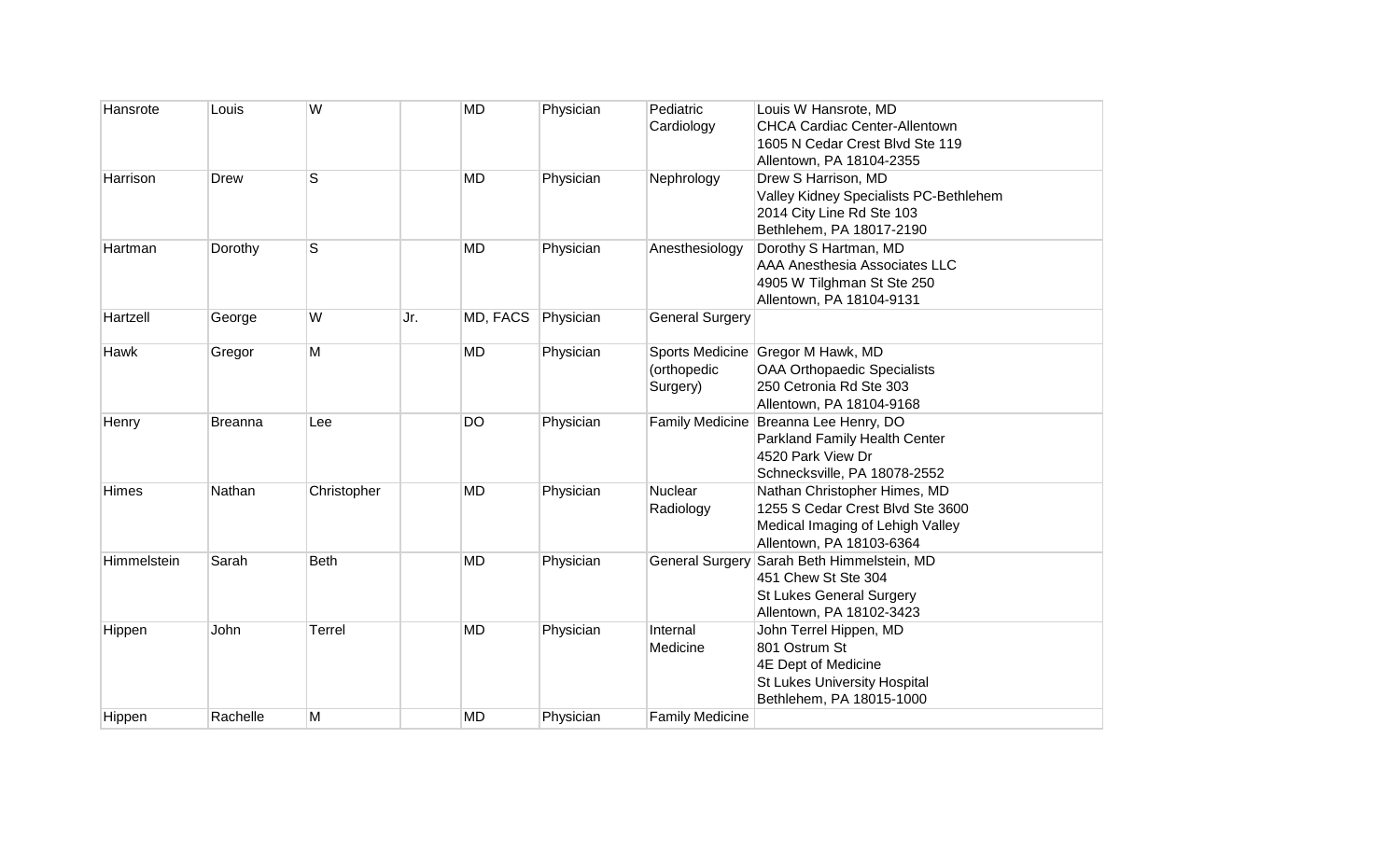| Hansrote | Louis | W | | MD | Physician | Pediatric Cardiology | Louis W Hansrote, MD<br>CHCA Cardiac Center-Allentown<br>1605 N Cedar Crest Blvd Ste 119<br>Allentown, PA 18104-2355 |
|---|---|---|---|---|---|---|---|
| Harrison | Drew | S | | MD | Physician | Nephrology | Drew S Harrison, MD<br>Valley Kidney Specialists PC-Bethlehem<br>2014 City Line Rd Ste 103<br>Bethlehem, PA 18017-2190 |
| Hartman | Dorothy | S | | MD | Physician | Anesthesiology | Dorothy S Hartman, MD<br>AAA Anesthesia Associates LLC<br>4905 W Tilghman St Ste 250<br>Allentown, PA 18104-9131 |
| Hartzell | George | W | Jr. | MD, FACS | Physician | General Surgery | |
| Hawk | Gregor | M | | MD | Physician | Sports Medicine (orthopedic Surgery) | Gregor M Hawk, MD<br>OAA Orthopaedic Specialists<br>250 Cetronia Rd Ste 303<br>Allentown, PA 18104-9168 |
| Henry | Breanna | Lee | | DO | Physician | Family Medicine | Breanna Lee Henry, DO<br>Parkland Family Health Center<br>4520 Park View Dr<br>Schnecksville, PA 18078-2552 |
| Himes | Nathan | Christopher | | MD | Physician | Nuclear Radiology | Nathan Christopher Himes, MD<br>1255 S Cedar Crest Blvd Ste 3600<br>Medical Imaging of Lehigh Valley<br>Allentown, PA 18103-6364 |
| Himmelstein | Sarah | Beth | | MD | Physician | General Surgery | Sarah Beth Himmelstein, MD<br>451 Chew St Ste 304<br>St Lukes General Surgery<br>Allentown, PA 18102-3423 |
| Hippen | John | Terrel | | MD | Physician | Internal Medicine | John Terrel Hippen, MD<br>801 Ostrum St<br>4E Dept of Medicine<br>St Lukes University Hospital<br>Bethlehem, PA 18015-1000 |
| Hippen | Rachelle | M | | MD | Physician | Family Medicine | |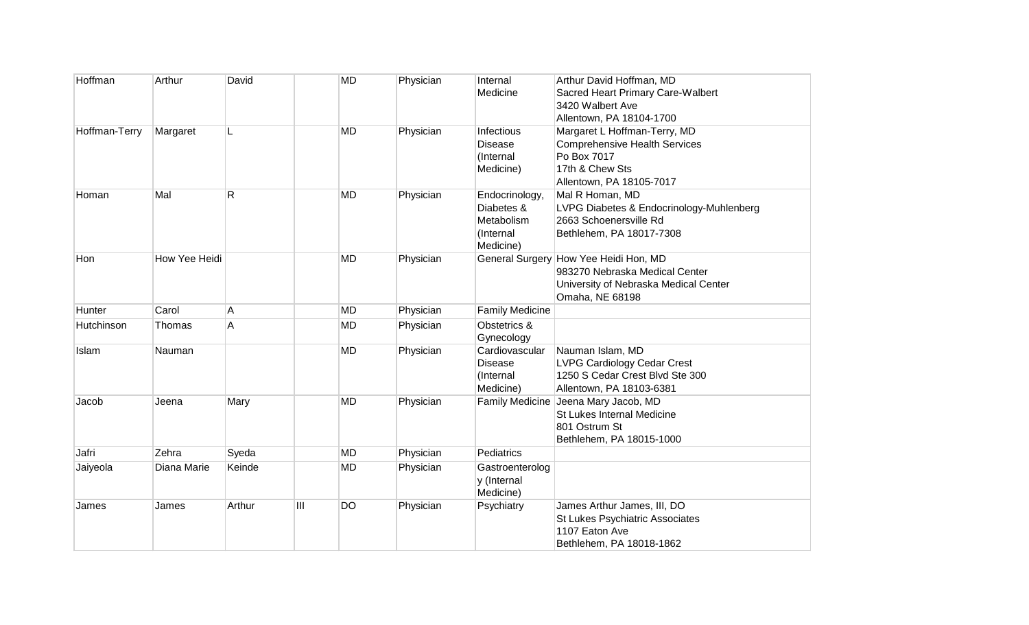| | | | | | | | |
|---|---|---|---|---|---|---|---|
| Hoffman | Arthur | David | | MD | Physician | Internal Medicine | Arthur David Hoffman, MD<br>Sacred Heart Primary Care-Walbert<br>3420 Walbert Ave<br>Allentown, PA 18104-1700 |
| Hoffman-Terry | Margaret | L | | MD | Physician | Infectious Disease (Internal Medicine) | Margaret L Hoffman-Terry, MD<br>Comprehensive Health Services<br>Po Box 7017<br>17th & Chew Sts<br>Allentown, PA 18105-7017 |
| Homan | Mal | R | | MD | Physician | Endocrinology, Diabetes & Metabolism (Internal Medicine) | Mal R Homan, MD<br>LVPG Diabetes & Endocrinology-Muhlenberg<br>2663 Schoenersville Rd<br>Bethlehem, PA 18017-7308 |
| Hon | How Yee Heidi | | | MD | Physician | General Surgery | How Yee Heidi Hon, MD<br>983270 Nebraska Medical Center<br>University of Nebraska Medical Center<br>Omaha, NE 68198 |
| Hunter | Carol | A | | MD | Physician | Family Medicine | |
| Hutchinson | Thomas | A | | MD | Physician | Obstetrics & Gynecology | |
| Islam | Nauman | | | MD | Physician | Cardiovascular Disease (Internal Medicine) | Nauman Islam, MD<br>LVPG Cardiology Cedar Crest<br>1250 S Cedar Crest Blvd Ste 300<br>Allentown, PA 18103-6381 |
| Jacob | Jeena | Mary | | MD | Physician | Family Medicine | Jeena Mary Jacob, MD<br>St Lukes Internal Medicine<br>801 Ostrum St<br>Bethlehem, PA 18015-1000 |
| Jafri | Zehra | Syeda | | MD | Physician | Pediatrics | |
| Jaiyeola | Diana Marie | Keinde | | MD | Physician | Gastroenterology (Internal Medicine) | |
| James | James | Arthur | III | DO | Physician | Psychiatry | James Arthur James, III, DO<br>St Lukes Psychiatric Associates<br>1107 Eaton Ave<br>Bethlehem, PA 18018-1862 |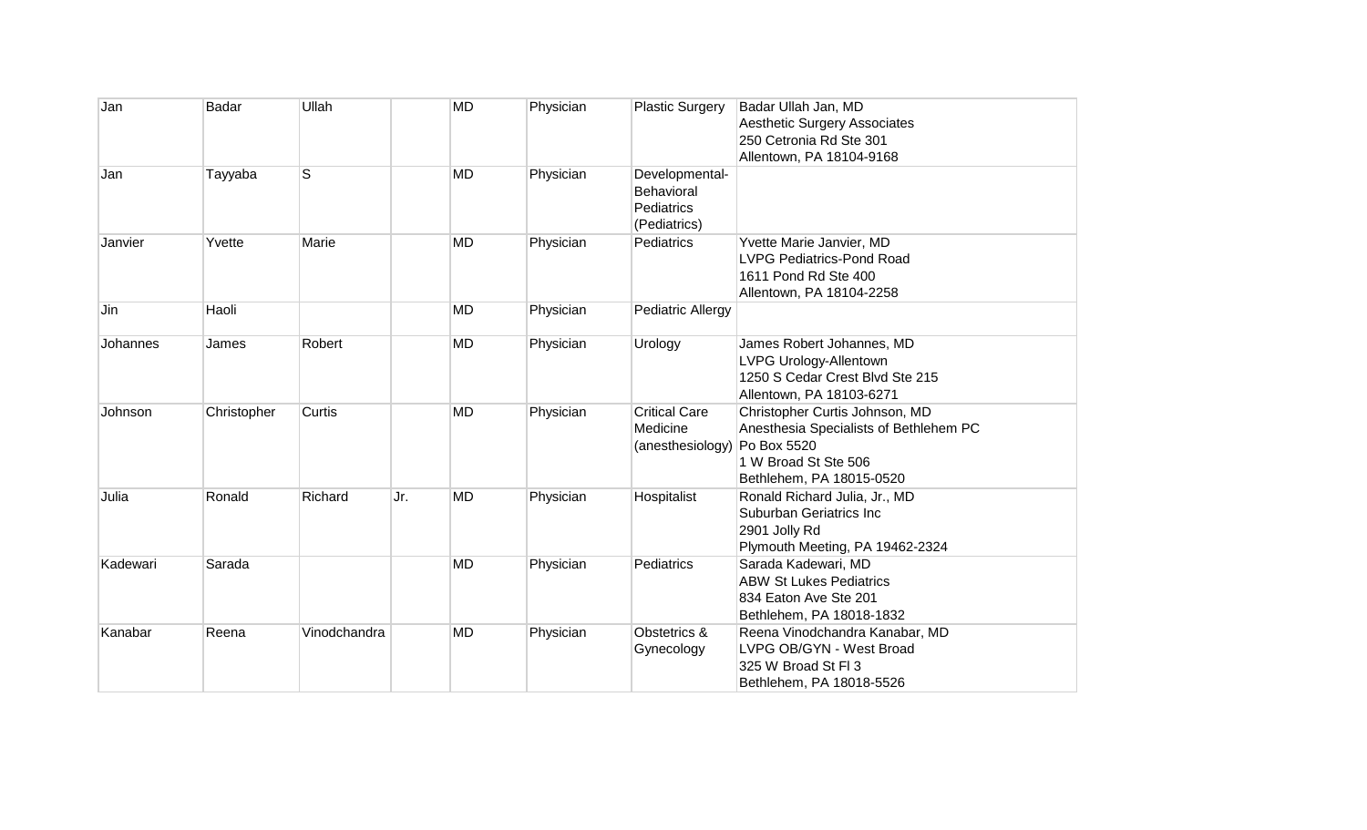| | | | | | | | |
|---|---|---|---|---|---|---|---|
| Jan | Badar | Ullah | | MD | Physician | Plastic Surgery | Badar Ullah Jan, MD<br>Aesthetic Surgery Associates<br>250 Cetronia Rd Ste 301<br>Allentown, PA 18104-9168 |
| Jan | Tayyaba | S | | MD | Physician | Developmental-Behavioral Pediatrics (Pediatrics) | |
| Janvier | Yvette | Marie | | MD | Physician | Pediatrics | Yvette Marie Janvier, MD<br>LVPG Pediatrics-Pond Road<br>1611 Pond Rd Ste 400<br>Allentown, PA 18104-2258 |
| Jin | Haoli | | | MD | Physician | Pediatric Allergy | |
| Johannes | James | Robert | | MD | Physician | Urology | James Robert Johannes, MD<br>LVPG Urology-Allentown<br>1250 S Cedar Crest Blvd Ste 215<br>Allentown, PA 18103-6271 |
| Johnson | Christopher | Curtis | | MD | Physician | Critical Care Medicine (anesthesiology) | Christopher Curtis Johnson, MD<br>Anesthesia Specialists of Bethlehem PC<br>Po Box 5520<br>1 W Broad St Ste 506<br>Bethlehem, PA 18015-0520 |
| Julia | Ronald | Richard | Jr. | MD | Physician | Hospitalist | Ronald Richard Julia, Jr., MD<br>Suburban Geriatrics Inc<br>2901 Jolly Rd<br>Plymouth Meeting, PA 19462-2324 |
| Kadewari | Sarada | | | MD | Physician | Pediatrics | Sarada Kadewari, MD<br>ABW St Lukes Pediatrics<br>834 Eaton Ave Ste 201<br>Bethlehem, PA 18018-1832 |
| Kanabar | Reena | Vinodchandra | | MD | Physician | Obstetrics & Gynecology | Reena Vinodchandra Kanabar, MD<br>LVPG OB/GYN - West Broad<br>325 W Broad St Fl 3<br>Bethlehem, PA 18018-5526 |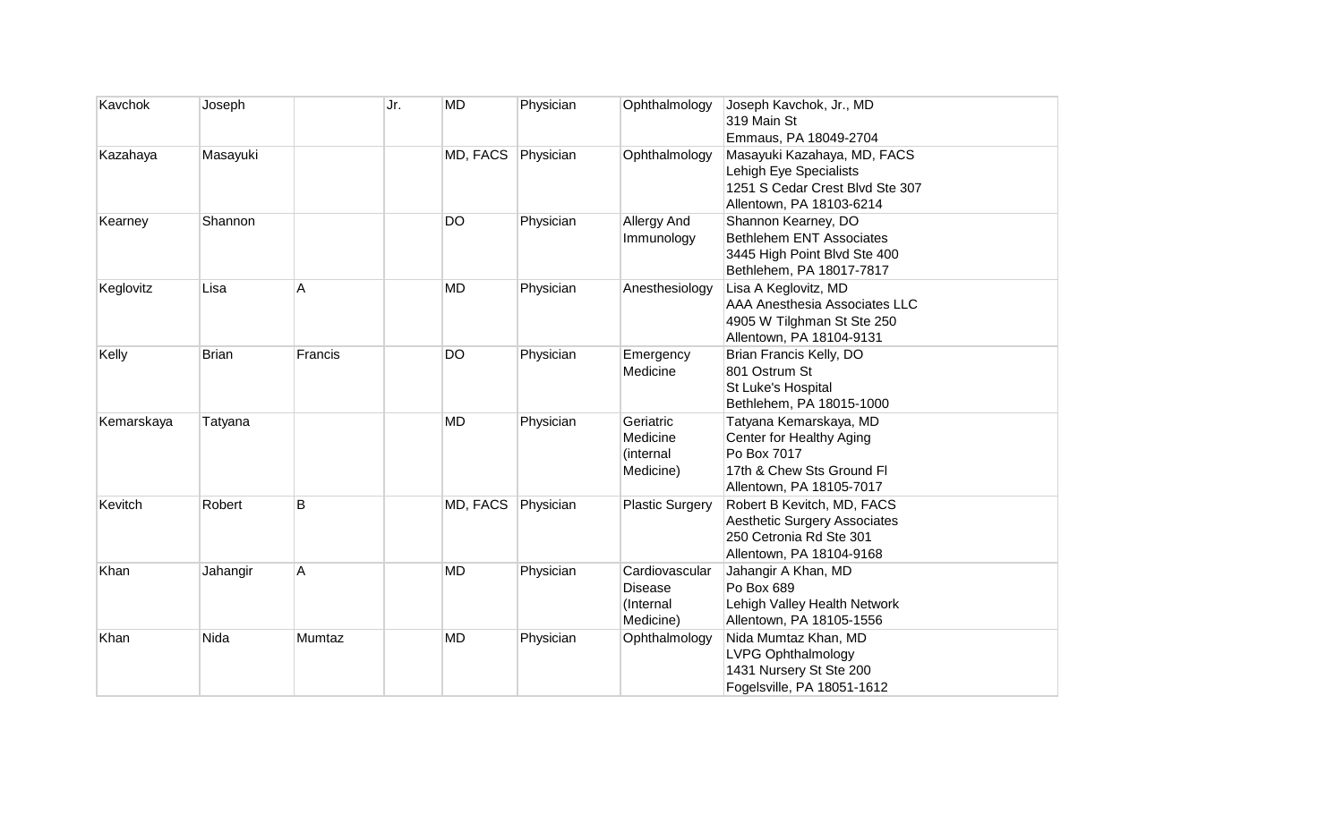| Kavchok | Joseph | | Jr. | MD | Physician | Ophthalmology | Joseph Kavchok, Jr., MD<br>319 Main St<br>Emmaus, PA 18049-2704 |
|---|---|---|---|---|---|---|---|
| Kazahaya | Masayuki | | | MD, FACS | Physician | Ophthalmology | Masayuki Kazahaya, MD, FACS<br>Lehigh Eye Specialists<br>1251 S Cedar Crest Blvd Ste 307<br>Allentown, PA 18103-6214 |
| Kearney | Shannon | | | DO | Physician | Allergy And Immunology | Shannon Kearney, DO<br>Bethlehem ENT Associates<br>3445 High Point Blvd Ste 400<br>Bethlehem, PA 18017-7817 |
| Keglovitz | Lisa | A | | MD | Physician | Anesthesiology | Lisa A Keglovitz, MD<br>AAA Anesthesia Associates LLC<br>4905 W Tilghman St Ste 250<br>Allentown, PA 18104-9131 |
| Kelly | Brian | Francis | | DO | Physician | Emergency Medicine | Brian Francis Kelly, DO<br>801 Ostrum St<br>St Luke's Hospital<br>Bethlehem, PA 18015-1000 |
| Kemarskaya | Tatyana | | | MD | Physician | Geriatric Medicine (internal Medicine) | Tatyana Kemarskaya, MD<br>Center for Healthy Aging<br>Po Box 7017<br>17th & Chew Sts Ground Fl<br>Allentown, PA 18105-7017 |
| Kevitch | Robert | B | | MD, FACS | Physician | Plastic Surgery | Robert B Kevitch, MD, FACS<br>Aesthetic Surgery Associates<br>250 Cetronia Rd Ste 301<br>Allentown, PA 18104-9168 |
| Khan | Jahangir | A | | MD | Physician | Cardiovascular Disease (Internal Medicine) | Jahangir A Khan, MD<br>Po Box 689<br>Lehigh Valley Health Network<br>Allentown, PA 18105-1556 |
| Khan | Nida | Mumtaz | | MD | Physician | Ophthalmology | Nida Mumtaz Khan, MD<br>LVPG Ophthalmology<br>1431 Nursery St Ste 200<br>Fogelsville, PA 18051-1612 |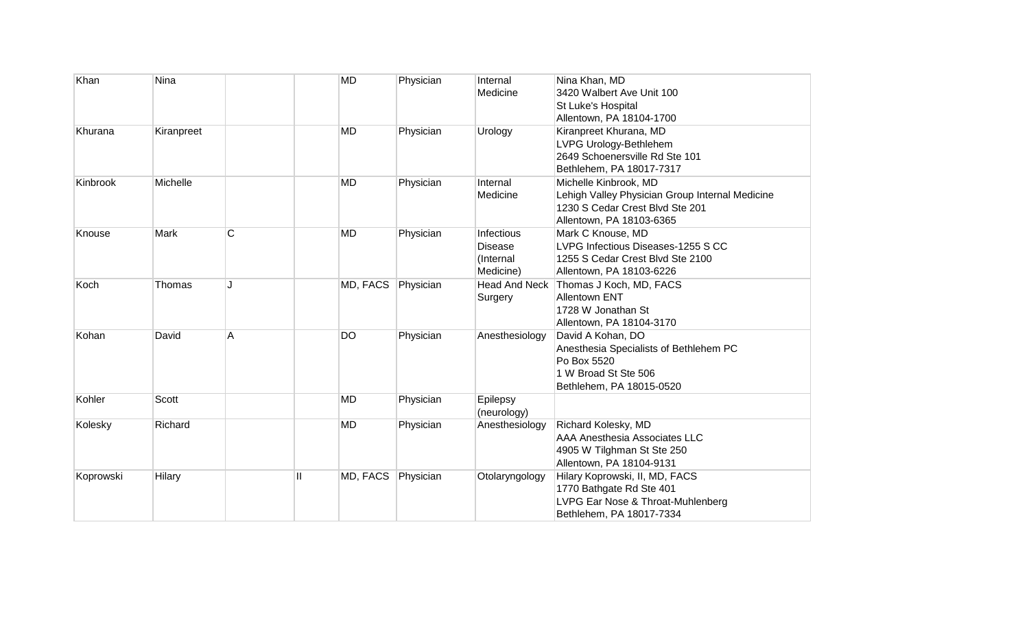| Khan | Nina | | | MD | Physician | Internal Medicine | Nina Khan, MD<br>3420 Walbert Ave Unit 100<br>St Luke's Hospital<br>Allentown, PA 18104-1700 |
|---|---|---|---|---|---|---|---|
| Khurana | Kiranpreet | | | MD | Physician | Urology | Kiranpreet Khurana, MD<br>LVPG Urology-Bethlehem<br>2649 Schoenersville Rd Ste 101<br>Bethlehem, PA 18017-7317 |
| Kinbrook | Michelle | | | MD | Physician | Internal Medicine | Michelle Kinbrook, MD<br>Lehigh Valley Physician Group Internal Medicine<br>1230 S Cedar Crest Blvd Ste 201<br>Allentown, PA 18103-6365 |
| Knouse | Mark | C | | MD | Physician | Infectious Disease (Internal Medicine) | Mark C Knouse, MD<br>LVPG Infectious Diseases-1255 S CC<br>1255 S Cedar Crest Blvd Ste 2100<br>Allentown, PA 18103-6226 |
| Koch | Thomas | J | | MD, FACS | Physician | Head And Neck Surgery | Thomas J Koch, MD, FACS<br>Allentown ENT<br>1728 W Jonathan St<br>Allentown, PA 18104-3170 |
| Kohan | David | A | | DO | Physician | Anesthesiology | David A Kohan, DO<br>Anesthesia Specialists of Bethlehem PC<br>Po Box 5520<br>1 W Broad St Ste 506<br>Bethlehem, PA 18015-0520 |
| Kohler | Scott | | | MD | Physician | Epilepsy (neurology) | |
| Kolesky | Richard | | | MD | Physician | Anesthesiology | Richard Kolesky, MD<br>AAA Anesthesia Associates LLC<br>4905 W Tilghman St Ste 250<br>Allentown, PA 18104-9131 |
| Koprowski | Hilary | | II | MD, FACS | Physician | Otolaryngology | Hilary Koprowski, II, MD, FACS<br>1770 Bathgate Rd Ste 401<br>LVPG Ear Nose & Throat-Muhlenberg<br>Bethlehem, PA 18017-7334 |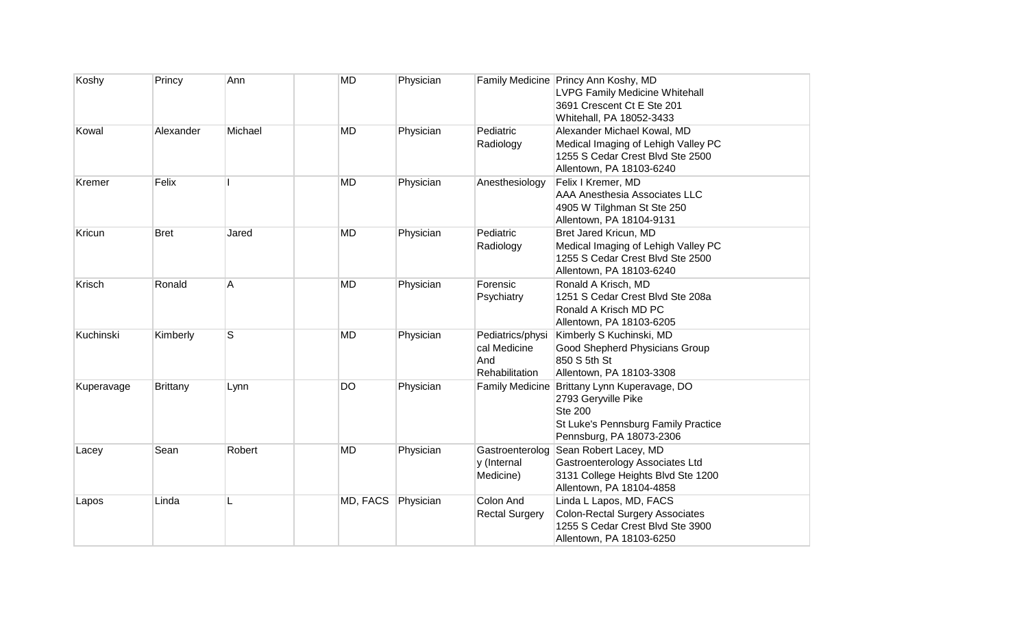| Koshy | Princy | Ann | | MD | Physician | Family Medicine | Princy Ann Koshy, MD<br>LVPG Family Medicine Whitehall<br>3691 Crescent Ct E Ste 201<br>Whitehall, PA 18052-3433 |
|---|---|---|---|---|---|---|---|
| Kowal | Alexander | Michael | | MD | Physician | Pediatric Radiology | Alexander Michael Kowal, MD<br>Medical Imaging of Lehigh Valley PC<br>1255 S Cedar Crest Blvd Ste 2500<br>Allentown, PA 18103-6240 |
| Kremer | Felix | I | | MD | Physician | Anesthesiology | Felix I Kremer, MD<br>AAA Anesthesia Associates LLC<br>4905 W Tilghman St Ste 250<br>Allentown, PA 18104-9131 |
| Kricun | Bret | Jared | | MD | Physician | Pediatric Radiology | Bret Jared Kricun, MD<br>Medical Imaging of Lehigh Valley PC<br>1255 S Cedar Crest Blvd Ste 2500<br>Allentown, PA 18103-6240 |
| Krisch | Ronald | A | | MD | Physician | Forensic Psychiatry | Ronald A Krisch, MD<br>1251 S Cedar Crest Blvd Ste 208a<br>Ronald A Krisch MD PC<br>Allentown, PA 18103-6205 |
| Kuchinski | Kimberly | S | | MD | Physician | Pediatrics/physical Medicine And Rehabilitation | Kimberly S Kuchinski, MD<br>Good Shepherd Physicians Group<br>850 S 5th St<br>Allentown, PA 18103-3308 |
| Kuperavage | Brittany | Lynn | | DO | Physician | Family Medicine | Brittany Lynn Kuperavage, DO<br>2793 Geryville Pike<br>Ste 200<br>St Luke's Pennsburg Family Practice<br>Pennsburg, PA 18073-2306 |
| Lacey | Sean | Robert | | MD | Physician | Gastroenterology (Internal Medicine) | Sean Robert Lacey, MD<br>Gastroenterology Associates Ltd<br>3131 College Heights Blvd Ste 1200<br>Allentown, PA 18104-4858 |
| Lapos | Linda | L | | MD, FACS | Physician | Colon And Rectal Surgery | Linda L Lapos, MD, FACS<br>Colon-Rectal Surgery Associates<br>1255 S Cedar Crest Blvd Ste 3900<br>Allentown, PA 18103-6250 |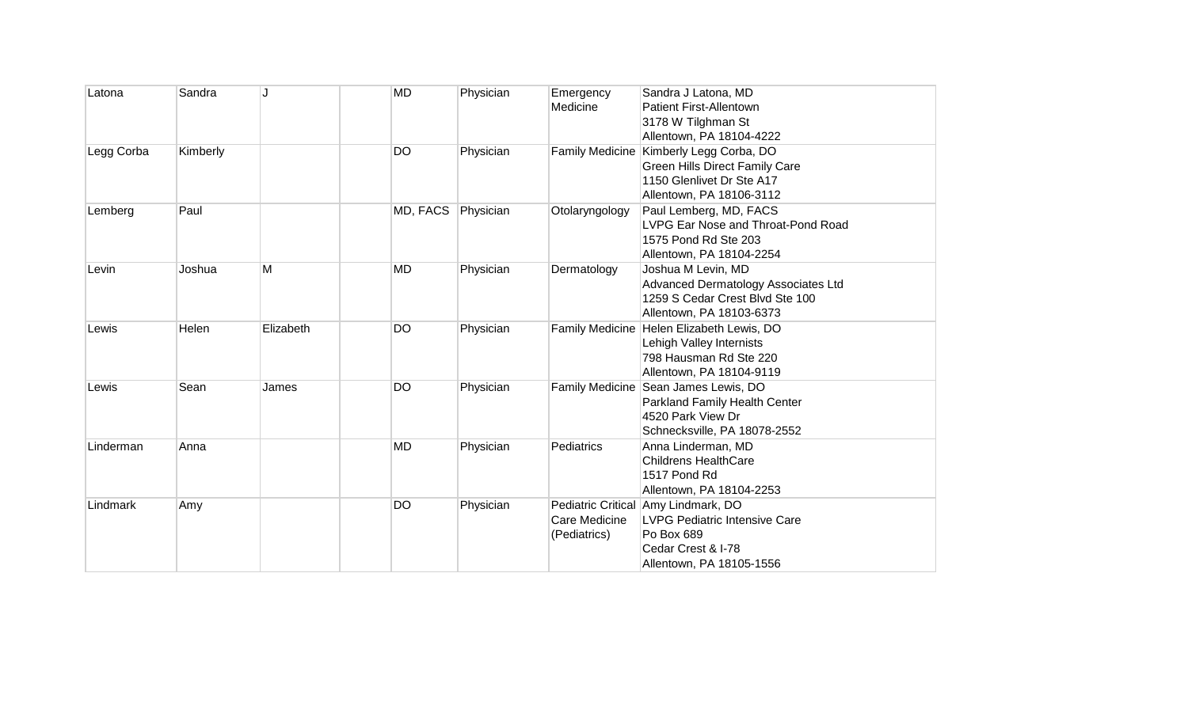| Latona | Sandra | J | | MD | Physician | Emergency Medicine | Sandra J Latona, MD<br>Patient First-Allentown<br>3178 W Tilghman St<br>Allentown, PA 18104-4222 |
|---|---|---|---|---|---|---|---|
| Legg Corba | Kimberly | | | DO | Physician | Family Medicine | Kimberly Legg Corba, DO<br>Green Hills Direct Family Care<br>1150 Glenlivet Dr Ste A17<br>Allentown, PA 18106-3112 |
| Lemberg | Paul | | | MD, FACS | Physician | Otolaryngology | Paul Lemberg, MD, FACS<br>LVPG Ear Nose and Throat-Pond Road<br>1575 Pond Rd Ste 203<br>Allentown, PA 18104-2254 |
| Levin | Joshua | M | | MD | Physician | Dermatology | Joshua M Levin, MD<br>Advanced Dermatology Associates Ltd<br>1259 S Cedar Crest Blvd Ste 100<br>Allentown, PA 18103-6373 |
| Lewis | Helen | Elizabeth | | DO | Physician | Family Medicine | Helen Elizabeth Lewis, DO<br>Lehigh Valley Internists<br>798 Hausman Rd Ste 220<br>Allentown, PA 18104-9119 |
| Lewis | Sean | James | | DO | Physician | Family Medicine | Sean James Lewis, DO<br>Parkland Family Health Center<br>4520 Park View Dr<br>Schnecksville, PA 18078-2552 |
| Linderman | Anna | | | MD | Physician | Pediatrics | Anna Linderman, MD<br>Childrens HealthCare<br>1517 Pond Rd<br>Allentown, PA 18104-2253 |
| Lindmark | Amy | | | DO | Physician | Pediatric Critical Care Medicine (Pediatrics) | Amy Lindmark, DO<br>LVPG Pediatric Intensive Care<br>Po Box 689<br>Cedar Crest & I-78<br>Allentown, PA 18105-1556 |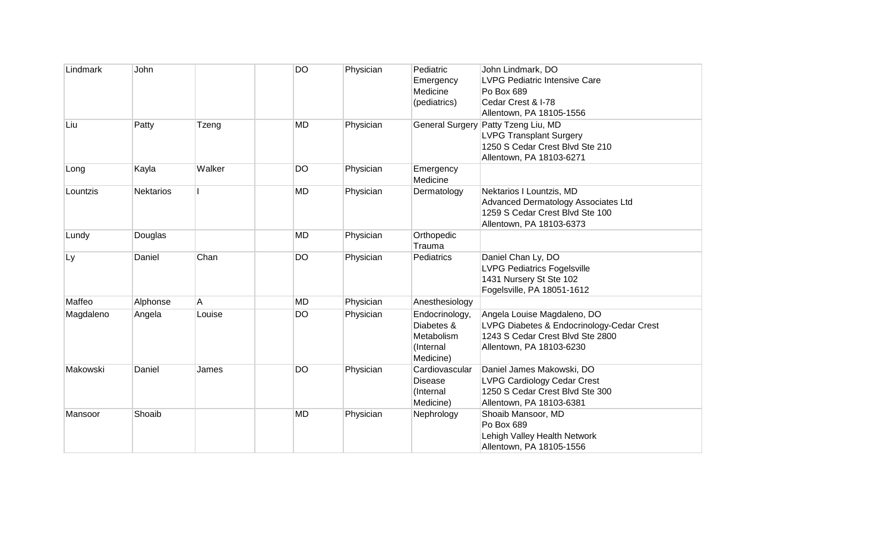| Lindmark | John | | | DO | Physician | Pediatric Emergency Medicine (pediatrics) | John Lindmark, DO<br>LVPG Pediatric Intensive Care<br>Po Box 689<br>Cedar Crest & I-78<br>Allentown, PA 18105-1556 |
|---|---|---|---|---|---|---|---|
| Liu | Patty | Tzeng | | MD | Physician | General Surgery | Patty Tzeng Liu, MD<br>LVPG Transplant Surgery<br>1250 S Cedar Crest Blvd Ste 210<br>Allentown, PA 18103-6271 |
| Long | Kayla | Walker | | DO | Physician | Emergency Medicine | |
| Lountzis | Nektarios | I | | MD | Physician | Dermatology | Nektarios I Lountzis, MD<br>Advanced Dermatology Associates Ltd<br>1259 S Cedar Crest Blvd Ste 100<br>Allentown, PA 18103-6373 |
| Lundy | Douglas | | | MD | Physician | Orthopedic Trauma | |
| Ly | Daniel | Chan | | DO | Physician | Pediatrics | Daniel Chan Ly, DO<br>LVPG Pediatrics Fogelsville<br>1431 Nursery St Ste 102<br>Fogelsville, PA 18051-1612 |
| Maffeo | Alphonse | A | | MD | Physician | Anesthesiology | |
| Magdaleno | Angela | Louise | | DO | Physician | Endocrinology, Diabetes & Metabolism (Internal Medicine) | Angela Louise Magdaleno, DO<br>LVPG Diabetes & Endocrinology-Cedar Crest<br>1243 S Cedar Crest Blvd Ste 2800<br>Allentown, PA 18103-6230 |
| Makowski | Daniel | James | | DO | Physician | Cardiovascular Disease (Internal Medicine) | Daniel James Makowski, DO<br>LVPG Cardiology Cedar Crest<br>1250 S Cedar Crest Blvd Ste 300<br>Allentown, PA 18103-6381 |
| Mansoor | Shoaib | | | MD | Physician | Nephrology | Shoaib Mansoor, MD<br>Po Box 689<br>Lehigh Valley Health Network<br>Allentown, PA 18105-1556 |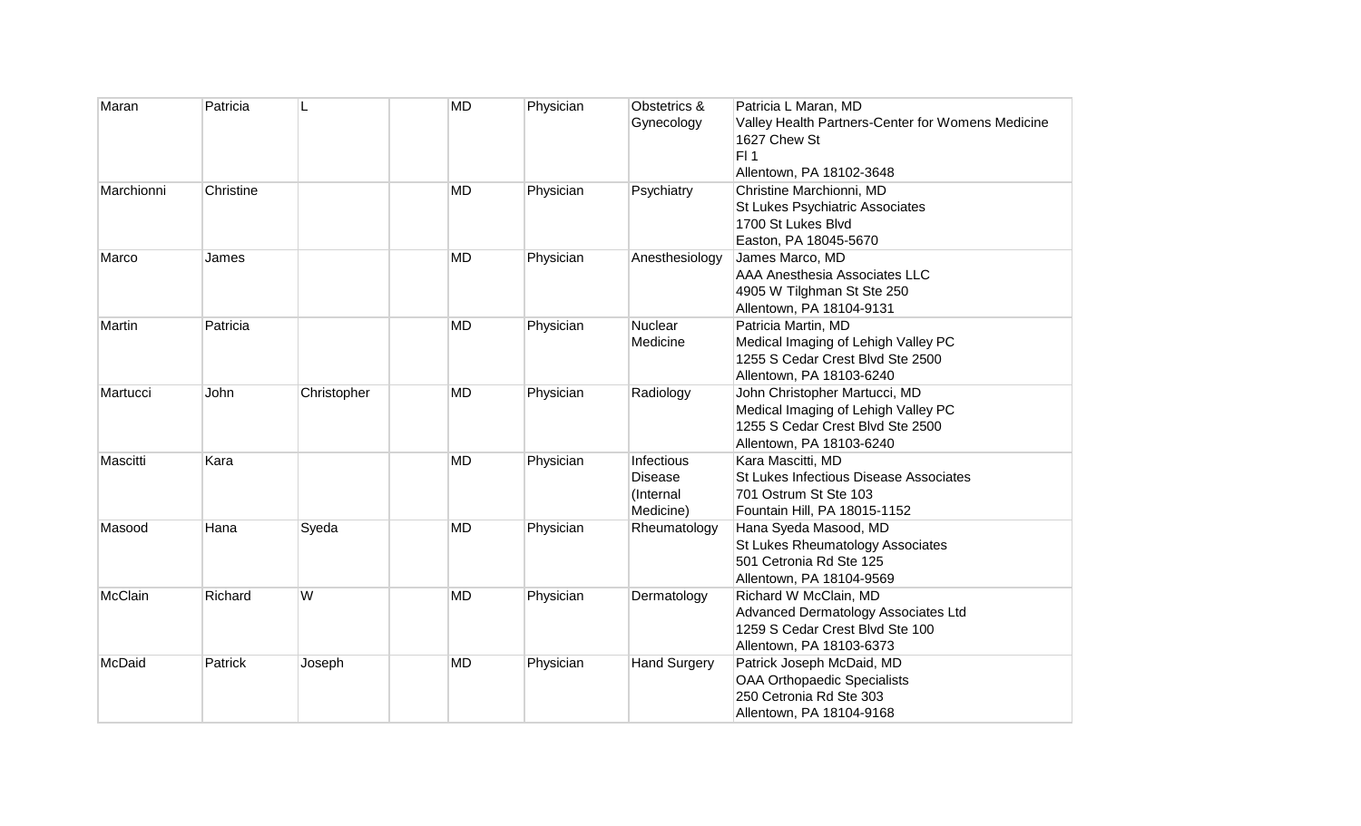| Maran | Patricia | L | | MD | Physician | Obstetrics & Gynecology | Patricia L Maran, MD<br>Valley Health Partners-Center for Womens Medicine<br>1627 Chew St<br>Fl 1<br>Allentown, PA 18102-3648 |
|---|---|---|---|---|---|---|---|
| Marchionni | Christine | | | MD | Physician | Psychiatry | Christine Marchionni, MD<br>St Lukes Psychiatric Associates<br>1700 St Lukes Blvd<br>Easton, PA 18045-5670 |
| Marco | James | | | MD | Physician | Anesthesiology | James Marco, MD<br>AAA Anesthesia Associates LLC<br>4905 W Tilghman St Ste 250<br>Allentown, PA 18104-9131 |
| Martin | Patricia | | | MD | Physician | Nuclear Medicine | Patricia Martin, MD<br>Medical Imaging of Lehigh Valley PC<br>1255 S Cedar Crest Blvd Ste 2500<br>Allentown, PA 18103-6240 |
| Martucci | John | Christopher | | MD | Physician | Radiology | John Christopher Martucci, MD<br>Medical Imaging of Lehigh Valley PC<br>1255 S Cedar Crest Blvd Ste 2500<br>Allentown, PA 18103-6240 |
| Mascitti | Kara | | | MD | Physician | Infectious Disease (Internal Medicine) | Kara Mascitti, MD<br>St Lukes Infectious Disease Associates<br>701 Ostrum St Ste 103<br>Fountain Hill, PA 18015-1152 |
| Masood | Hana | Syeda | | MD | Physician | Rheumatology | Hana Syeda Masood, MD<br>St Lukes Rheumatology Associates<br>501 Cetronia Rd Ste 125<br>Allentown, PA 18104-9569 |
| McClain | Richard | W | | MD | Physician | Dermatology | Richard W McClain, MD<br>Advanced Dermatology Associates Ltd<br>1259 S Cedar Crest Blvd Ste 100<br>Allentown, PA 18103-6373 |
| McDaid | Patrick | Joseph | | MD | Physician | Hand Surgery | Patrick Joseph McDaid, MD<br>OAA Orthopaedic Specialists<br>250 Cetronia Rd Ste 303<br>Allentown, PA 18104-9168 |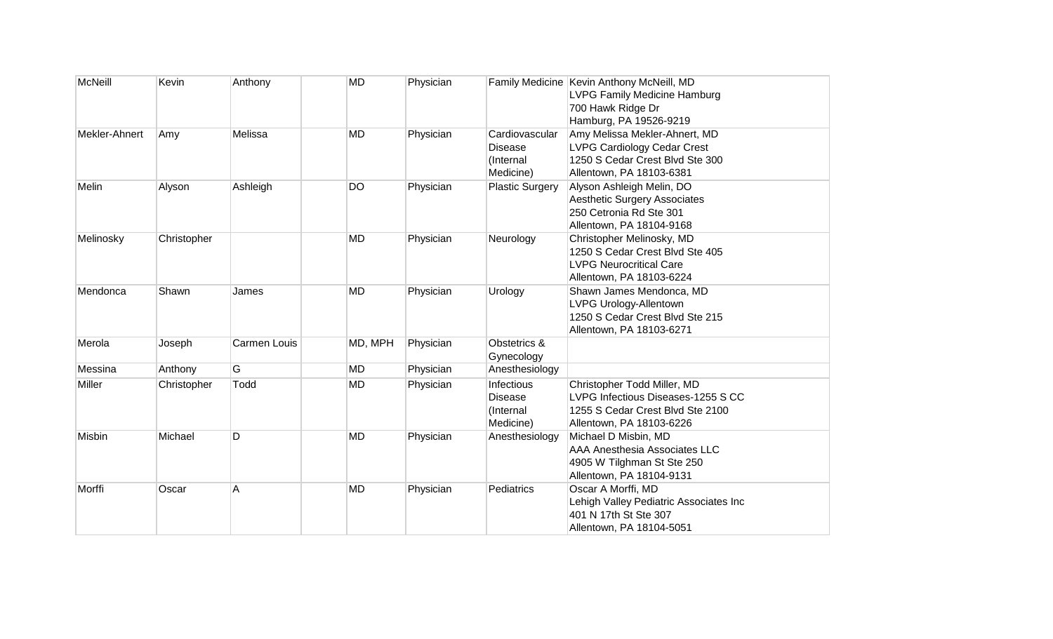| McNeill | Kevin | Anthony | | MD | Physician | Family Medicine | Kevin Anthony McNeill, MD<br>LVPG Family Medicine Hamburg<br>700 Hawk Ridge Dr<br>Hamburg, PA 19526-9219 |
|---|---|---|---|---|---|---|---|
| Mekler-Ahnert | Amy | Melissa | | MD | Physician | Cardiovascular Disease (Internal Medicine) | Amy Melissa Mekler-Ahnert, MD<br>LVPG Cardiology Cedar Crest<br>1250 S Cedar Crest Blvd Ste 300<br>Allentown, PA 18103-6381 |
| Melin | Alyson | Ashleigh | | DO | Physician | Plastic Surgery | Alyson Ashleigh Melin, DO<br>Aesthetic Surgery Associates<br>250 Cetronia Rd Ste 301<br>Allentown, PA 18104-9168 |
| Melinosky | Christopher | | | MD | Physician | Neurology | Christopher Melinosky, MD<br>1250 S Cedar Crest Blvd Ste 405<br>LVPG Neurocritical Care<br>Allentown, PA 18103-6224 |
| Mendonca | Shawn | James | | MD | Physician | Urology | Shawn James Mendonca, MD<br>LVPG Urology-Allentown<br>1250 S Cedar Crest Blvd Ste 215<br>Allentown, PA 18103-6271 |
| Merola | Joseph | Carmen Louis | | MD, MPH | Physician | Obstetrics & Gynecology | |
| Messina | Anthony | G | | MD | Physician | Anesthesiology | |
| Miller | Christopher | Todd | | MD | Physician | Infectious Disease (Internal Medicine) | Christopher Todd Miller, MD<br>LVPG Infectious Diseases-1255 S CC<br>1255 S Cedar Crest Blvd Ste 2100<br>Allentown, PA 18103-6226 |
| Misbin | Michael | D | | MD | Physician | Anesthesiology | Michael D Misbin, MD<br>AAA Anesthesia Associates LLC<br>4905 W Tilghman St Ste 250<br>Allentown, PA 18104-9131 |
| Morffi | Oscar | A | | MD | Physician | Pediatrics | Oscar A Morffi, MD<br>Lehigh Valley Pediatric Associates Inc<br>401 N 17th St Ste 307<br>Allentown, PA 18104-5051 |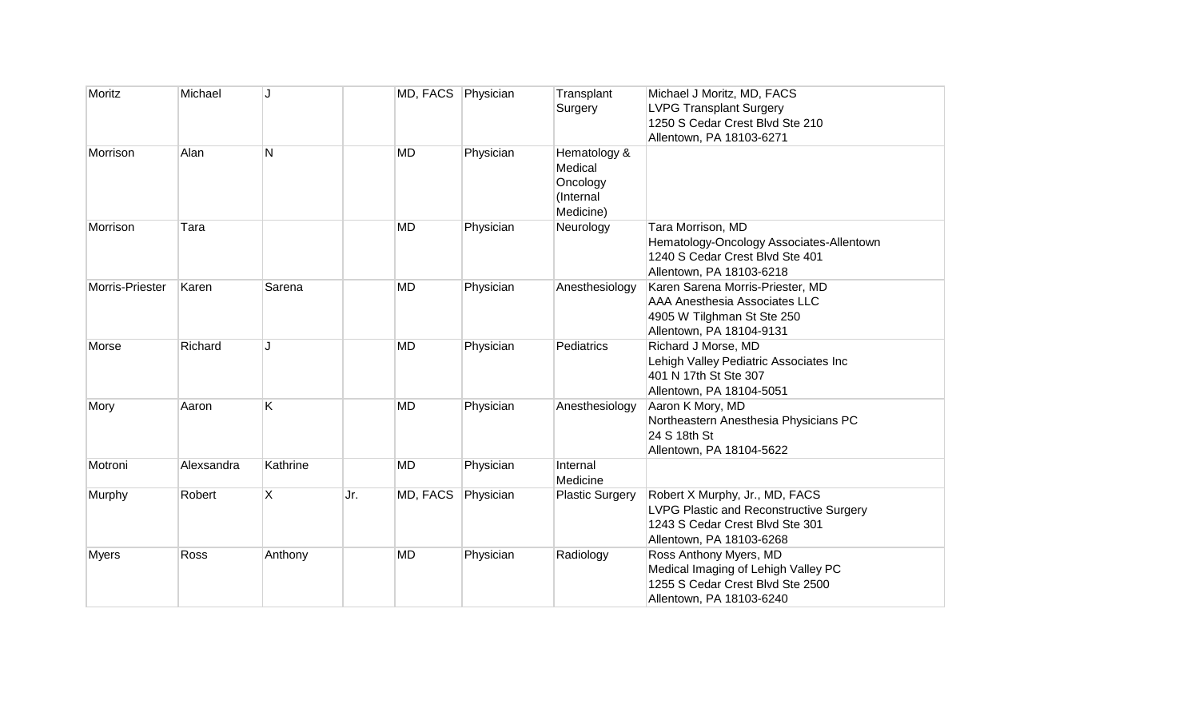| Moritz | Michael | J | | MD, FACS | Physician | Transplant Surgery | Michael J Moritz, MD, FACS<br>LVPG Transplant Surgery<br>1250 S Cedar Crest Blvd Ste 210<br>Allentown, PA 18103-6271 |
|---|---|---|---|---|---|---|---|
| Morrison | Alan | N | | MD | Physician | Hematology & Medical Oncology (Internal Medicine) | |
| Morrison | Tara | | | MD | Physician | Neurology | Tara Morrison, MD<br>Hematology-Oncology Associates-Allentown<br>1240 S Cedar Crest Blvd Ste 401<br>Allentown, PA 18103-6218 |
| Morris-Priester | Karen | Sarena | | MD | Physician | Anesthesiology | Karen Sarena Morris-Priester, MD<br>AAA Anesthesia Associates LLC<br>4905 W Tilghman St Ste 250<br>Allentown, PA 18104-9131 |
| Morse | Richard | J | | MD | Physician | Pediatrics | Richard J Morse, MD<br>Lehigh Valley Pediatric Associates Inc<br>401 N 17th St Ste 307<br>Allentown, PA 18104-5051 |
| Mory | Aaron | K | | MD | Physician | Anesthesiology | Aaron K Mory, MD<br>Northeastern Anesthesia Physicians PC<br>24 S 18th St<br>Allentown, PA 18104-5622 |
| Motroni | Alexsandra | Kathrine | | MD | Physician | Internal Medicine | |
| Murphy | Robert | X | Jr. | MD, FACS | Physician | Plastic Surgery | Robert X Murphy, Jr., MD, FACS<br>LVPG Plastic and Reconstructive Surgery<br>1243 S Cedar Crest Blvd Ste 301<br>Allentown, PA 18103-6268 |
| Myers | Ross | Anthony | | MD | Physician | Radiology | Ross Anthony Myers, MD<br>Medical Imaging of Lehigh Valley PC<br>1255 S Cedar Crest Blvd Ste 2500<br>Allentown, PA 18103-6240 |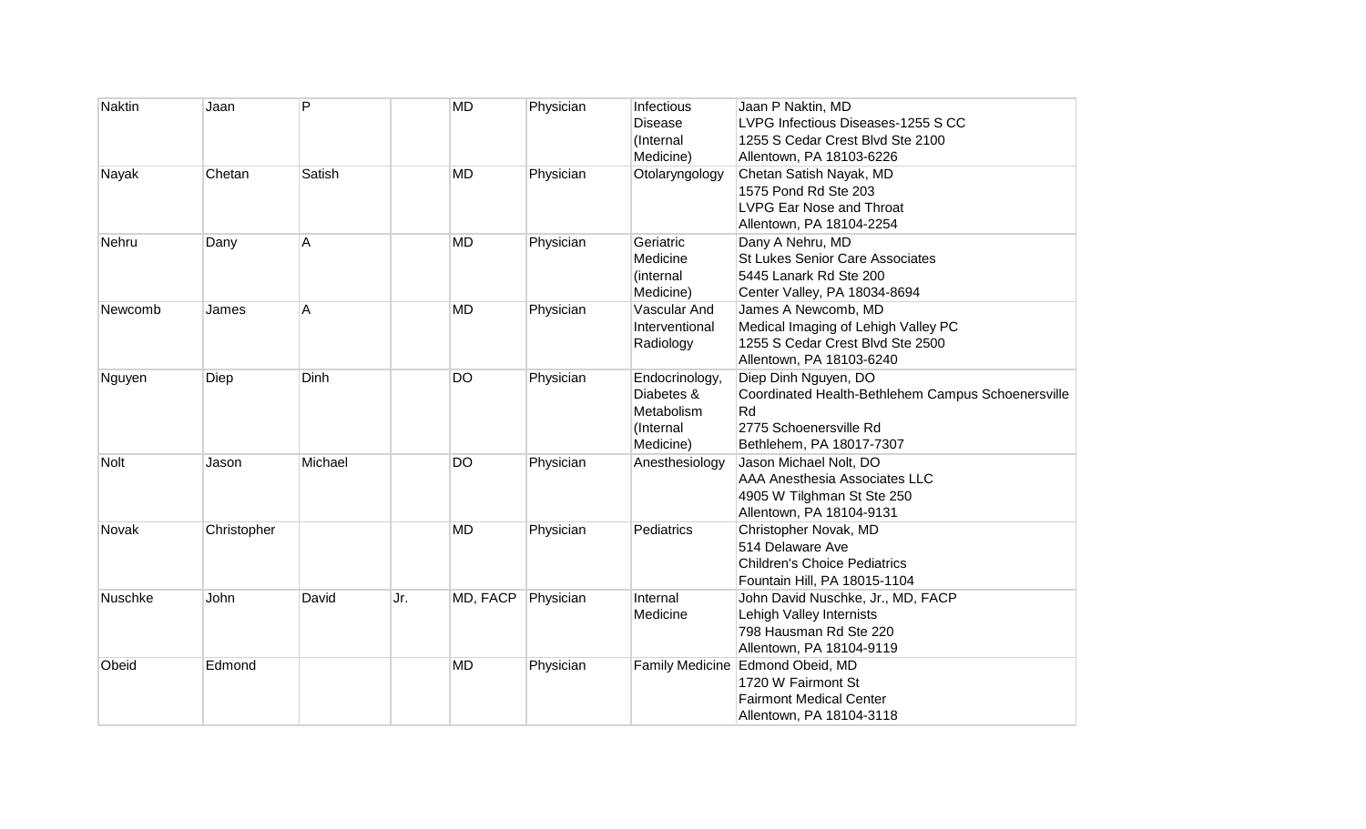| Naktin | Jaan | P | | MD | Physician | Infectious Disease (Internal Medicine) | Jaan P Naktin, MD<br>LVPG Infectious Diseases-1255 S CC<br>1255 S Cedar Crest Blvd Ste 2100<br>Allentown, PA 18103-6226 |
|---|---|---|---|---|---|---|---|
| Nayak | Chetan | Satish | | MD | Physician | Otolaryngology | Chetan Satish Nayak, MD<br>1575 Pond Rd Ste 203<br>LVPG Ear Nose and Throat<br>Allentown, PA 18104-2254 |
| Nehru | Dany | A | | MD | Physician | Geriatric Medicine (internal Medicine) | Dany A Nehru, MD<br>St Lukes Senior Care Associates<br>5445 Lanark Rd Ste 200<br>Center Valley, PA 18034-8694 |
| Newcomb | James | A | | MD | Physician | Vascular And Interventional Radiology | James A Newcomb, MD<br>Medical Imaging of Lehigh Valley PC<br>1255 S Cedar Crest Blvd Ste 2500<br>Allentown, PA 18103-6240 |
| Nguyen | Diep | Dinh | | DO | Physician | Endocrinology, Diabetes & Metabolism (Internal Medicine) | Diep Dinh Nguyen, DO<br>Coordinated Health-Bethlehem Campus Schoenersville Rd<br>2775 Schoenersville Rd<br>Bethlehem, PA 18017-7307 |
| Nolt | Jason | Michael | | DO | Physician | Anesthesiology | Jason Michael Nolt, DO<br>AAA Anesthesia Associates LLC<br>4905 W Tilghman St Ste 250<br>Allentown, PA 18104-9131 |
| Novak | Christopher | | | MD | Physician | Pediatrics | Christopher Novak, MD<br>514 Delaware Ave<br>Children's Choice Pediatrics<br>Fountain Hill, PA 18015-1104 |
| Nuschke | John | David | Jr. | MD, FACP | Physician | Internal Medicine | John David Nuschke, Jr., MD, FACP<br>Lehigh Valley Internists<br>798 Hausman Rd Ste 220<br>Allentown, PA 18104-9119 |
| Obeid | Edmond | | | MD | Physician | Family Medicine | Edmond Obeid, MD<br>1720 W Fairmont St<br>Fairmont Medical Center<br>Allentown, PA 18104-3118 |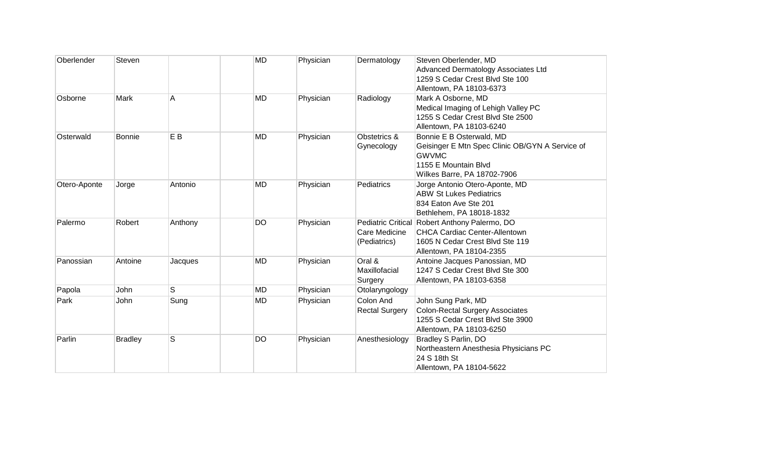| Oberlender | Steven | | | MD | Physician | Dermatology | Steven Oberlender, MD<br>Advanced Dermatology Associates Ltd<br>1259 S Cedar Crest Blvd Ste 100<br>Allentown, PA 18103-6373 |
|---|---|---|---|---|---|---|---|
| Osborne | Mark | A | | MD | Physician | Radiology | Mark A Osborne, MD<br>Medical Imaging of Lehigh Valley PC<br>1255 S Cedar Crest Blvd Ste 2500<br>Allentown, PA 18103-6240 |
| Osterwald | Bonnie | E B | | MD | Physician | Obstetrics & Gynecology | Bonnie E B Osterwald, MD<br>Geisinger E Mtn Spec Clinic OB/GYN A Service of GWVMC<br>1155 E Mountain Blvd<br>Wilkes Barre, PA 18702-7906 |
| Otero-Aponte | Jorge | Antonio | | MD | Physician | Pediatrics | Jorge Antonio Otero-Aponte, MD<br>ABW St Lukes Pediatrics<br>834 Eaton Ave Ste 201<br>Bethlehem, PA 18018-1832 |
| Palermo | Robert | Anthony | | DO | Physician | Pediatric Critical Care Medicine (Pediatrics) | Robert Anthony Palermo, DO<br>CHCA Cardiac Center-Allentown<br>1605 N Cedar Crest Blvd Ste 119<br>Allentown, PA 18104-2355 |
| Panossian | Antoine | Jacques | | MD | Physician | Oral & Maxillofacial Surgery | Antoine Jacques Panossian, MD<br>1247 S Cedar Crest Blvd Ste 300<br>Allentown, PA 18103-6358 |
| Papola | John | S | | MD | Physician | Otolaryngology | |
| Park | John | Sung | | MD | Physician | Colon And Rectal Surgery | John Sung Park, MD<br>Colon-Rectal Surgery Associates<br>1255 S Cedar Crest Blvd Ste 3900<br>Allentown, PA 18103-6250 |
| Parlin | Bradley | S | | DO | Physician | Anesthesiology | Bradley S Parlin, DO<br>Northeastern Anesthesia Physicians PC<br>24 S 18th St<br>Allentown, PA 18104-5622 |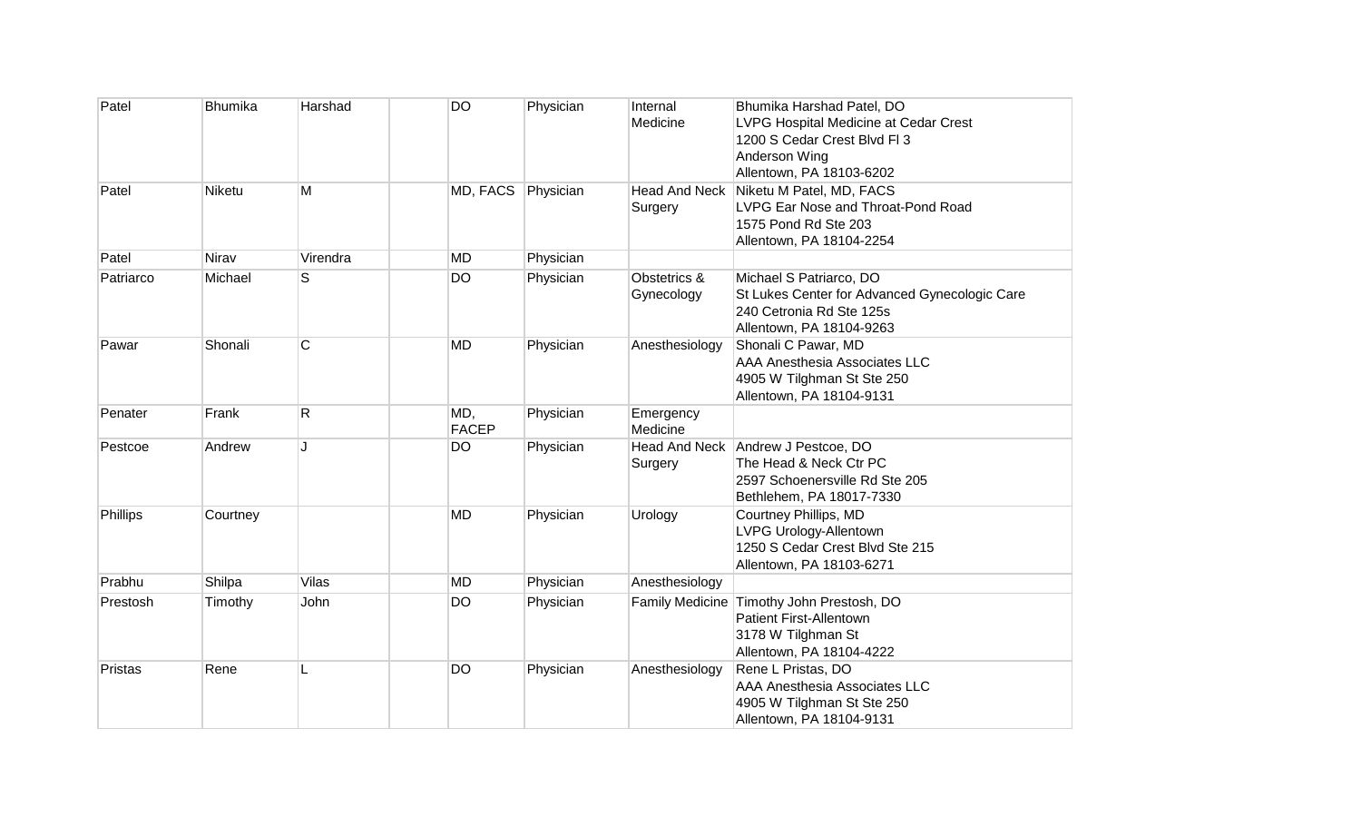| Patel | Bhumika | Harshad | | DO | Physician | Internal Medicine | Bhumika Harshad Patel, DO<br>LVPG Hospital Medicine at Cedar Crest<br>1200 S Cedar Crest Blvd Fl 3<br>Anderson Wing<br>Allentown, PA 18103-6202 |
|---|---|---|---|---|---|---|---|
| Patel | Niketu | M | | MD, FACS | Physician | Head And Neck Surgery | Niketu M Patel, MD, FACS<br>LVPG Ear Nose and Throat-Pond Road<br>1575 Pond Rd Ste 203<br>Allentown, PA 18104-2254 |
| Patel | Nirav | Virendra | | MD | Physician | | |
| Patriarco | Michael | S | | DO | Physician | Obstetrics & Gynecology | Michael S Patriarco, DO<br>St Lukes Center for Advanced Gynecologic Care<br>240 Cetronia Rd Ste 125s<br>Allentown, PA 18104-9263 |
| Pawar | Shonali | C | | MD | Physician | Anesthesiology | Shonali C Pawar, MD<br>AAA Anesthesia Associates LLC<br>4905 W Tilghman St Ste 250<br>Allentown, PA 18104-9131 |
| Penater | Frank | R | | MD, FACEP | Physician | Emergency Medicine | |
| Pestcoe | Andrew | J | | DO | Physician | Head And Neck Surgery | Andrew J Pestcoe, DO<br>The Head & Neck Ctr PC<br>2597 Schoenersville Rd Ste 205<br>Bethlehem, PA 18017-7330 |
| Phillips | Courtney | | | MD | Physician | Urology | Courtney Phillips, MD<br>LVPG Urology-Allentown<br>1250 S Cedar Crest Blvd Ste 215<br>Allentown, PA 18103-6271 |
| Prabhu | Shilpa | Vilas | | MD | Physician | Anesthesiology | |
| Prestosh | Timothy | John | | DO | Physician | Family Medicine | Timothy John Prestosh, DO<br>Patient First-Allentown<br>3178 W Tilghman St<br>Allentown, PA 18104-4222 |
| Pristas | Rene | L | | DO | Physician | Anesthesiology | Rene L Pristas, DO<br>AAA Anesthesia Associates LLC<br>4905 W Tilghman St Ste 250<br>Allentown, PA 18104-9131 |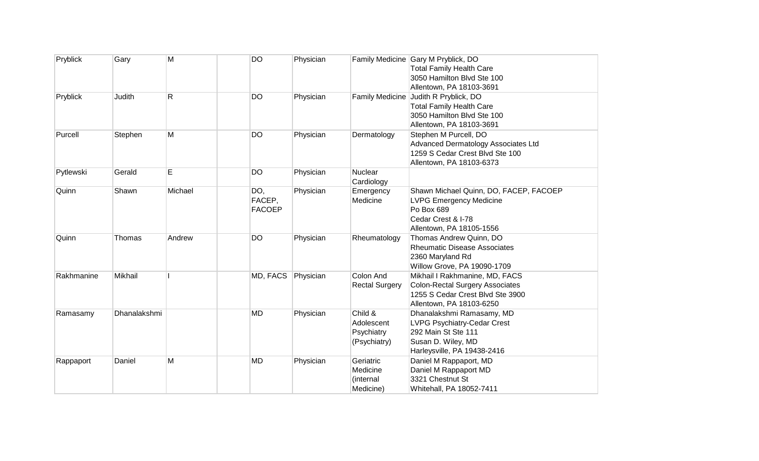| Pryblick | Gary | M | | DO | Physician | Family Medicine | Gary M Pryblick, DO<br>Total Family Health Care<br>3050 Hamilton Blvd Ste 100<br>Allentown, PA 18103-3691 |
|---|---|---|---|---|---|---|---|
| Pryblick | Judith | R | | DO | Physician | Family Medicine | Judith R Pryblick, DO<br>Total Family Health Care<br>3050 Hamilton Blvd Ste 100<br>Allentown, PA 18103-3691 |
| Purcell | Stephen | M | | DO | Physician | Dermatology | Stephen M Purcell, DO<br>Advanced Dermatology Associates Ltd<br>1259 S Cedar Crest Blvd Ste 100<br>Allentown, PA 18103-6373 |
| Pytlewski | Gerald | E | | DO | Physician | Nuclear Cardiology | |
| Quinn | Shawn | Michael | | DO, FACEP, FACOEP | Physician | Emergency Medicine | Shawn Michael Quinn, DO, FACEP, FACOEP<br>LVPG Emergency Medicine<br>Po Box 689<br>Cedar Crest & I-78<br>Allentown, PA 18105-1556 |
| Quinn | Thomas | Andrew | | DO | Physician | Rheumatology | Thomas Andrew Quinn, DO<br>Rheumatic Disease Associates<br>2360 Maryland Rd<br>Willow Grove, PA 19090-1709 |
| Rakhmanine | Mikhail | I | | MD, FACS | Physician | Colon And Rectal Surgery | Mikhail I Rakhmanine, MD, FACS<br>Colon-Rectal Surgery Associates<br>1255 S Cedar Crest Blvd Ste 3900<br>Allentown, PA 18103-6250 |
| Ramasamy | Dhanalakshmi | | | MD | Physician | Child & Adolescent Psychiatry (Psychiatry) | Dhanalakshmi Ramasamy, MD<br>LVPG Psychiatry-Cedar Crest<br>292 Main St Ste 111<br>Susan D. Wiley, MD<br>Harleysville, PA 19438-2416 |
| Rappaport | Daniel | M | | MD | Physician | Geriatric Medicine (internal Medicine) | Daniel M Rappaport, MD<br>Daniel M Rappaport MD<br>3321 Chestnut St<br>Whitehall, PA 18052-7411 |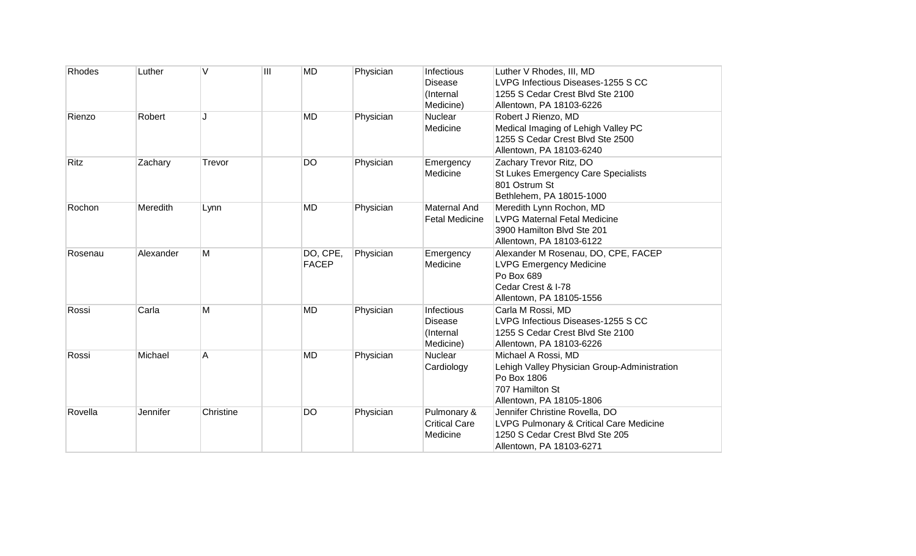| Rhodes | Luther | V | III | MD | Physician | Infectious Disease (Internal Medicine) | Luther V Rhodes, III, MD<br>LVPG Infectious Diseases-1255 S CC<br>1255 S Cedar Crest Blvd Ste 2100<br>Allentown, PA 18103-6226 |
|---|---|---|---|---|---|---|---|
| Rienzo | Robert | J | | MD | Physician | Nuclear Medicine | Robert J Rienzo, MD<br>Medical Imaging of Lehigh Valley PC<br>1255 S Cedar Crest Blvd Ste 2500<br>Allentown, PA 18103-6240 |
| Ritz | Zachary | Trevor | | DO | Physician | Emergency Medicine | Zachary Trevor Ritz, DO<br>St Lukes Emergency Care Specialists<br>801 Ostrum St<br>Bethlehem, PA 18015-1000 |
| Rochon | Meredith | Lynn | | MD | Physician | Maternal And Fetal Medicine | Meredith Lynn Rochon, MD<br>LVPG Maternal Fetal Medicine<br>3900 Hamilton Blvd Ste 201<br>Allentown, PA 18103-6122 |
| Rosenau | Alexander | M | | DO, CPE, FACEP | Physician | Emergency Medicine | Alexander M Rosenau, DO, CPE, FACEP<br>LVPG Emergency Medicine<br>Po Box 689<br>Cedar Crest & I-78<br>Allentown, PA 18105-1556 |
| Rossi | Carla | M | | MD | Physician | Infectious Disease (Internal Medicine) | Carla M Rossi, MD<br>LVPG Infectious Diseases-1255 S CC<br>1255 S Cedar Crest Blvd Ste 2100<br>Allentown, PA 18103-6226 |
| Rossi | Michael | A | | MD | Physician | Nuclear Cardiology | Michael A Rossi, MD<br>Lehigh Valley Physician Group-Administration<br>Po Box 1806<br>707 Hamilton St<br>Allentown, PA 18105-1806 |
| Rovella | Jennifer | Christine | | DO | Physician | Pulmonary & Critical Care Medicine | Jennifer Christine Rovella, DO<br>LVPG Pulmonary & Critical Care Medicine<br>1250 S Cedar Crest Blvd Ste 205<br>Allentown, PA 18103-6271 |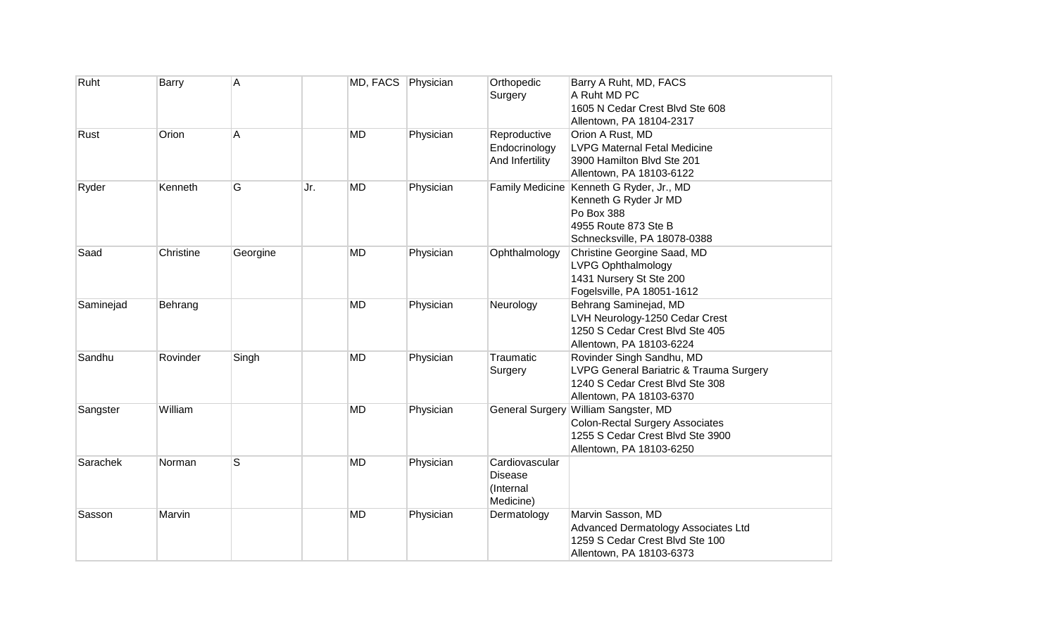| Ruht | Barry | A | | MD, FACS | Physician | Orthopedic Surgery | Barry A Ruht, MD, FACS<br>A Ruht MD PC<br>1605 N Cedar Crest Blvd Ste 608<br>Allentown, PA 18104-2317 |
|---|---|---|---|---|---|---|---|
| Rust | Orion | A | | MD | Physician | Reproductive Endocrinology And Infertility | Orion A Rust, MD<br>LVPG Maternal Fetal Medicine<br>3900 Hamilton Blvd Ste 201<br>Allentown, PA 18103-6122 |
| Ryder | Kenneth | G | Jr. | MD | Physician | Family Medicine | Kenneth G Ryder, Jr., MD<br>Kenneth G Ryder Jr MD<br>Po Box 388<br>4955 Route 873 Ste B<br>Schnecksville, PA 18078-0388 |
| Saad | Christine | Georgine | | MD | Physician | Ophthalmology | Christine Georgine Saad, MD<br>LVPG Ophthalmology<br>1431 Nursery St Ste 200<br>Fogelsville, PA 18051-1612 |
| Saminejad | Behrang | | | MD | Physician | Neurology | Behrang Saminejad, MD<br>LVH Neurology-1250 Cedar Crest<br>1250 S Cedar Crest Blvd Ste 405<br>Allentown, PA 18103-6224 |
| Sandhu | Rovinder | Singh | | MD | Physician | Traumatic Surgery | Rovinder Singh Sandhu, MD<br>LVPG General Bariatric & Trauma Surgery<br>1240 S Cedar Crest Blvd Ste 308<br>Allentown, PA 18103-6370 |
| Sangster | William | | | MD | Physician | General Surgery | William Sangster, MD<br>Colon-Rectal Surgery Associates<br>1255 S Cedar Crest Blvd Ste 3900<br>Allentown, PA 18103-6250 |
| Sarachek | Norman | S | | MD | Physician | Cardiovascular Disease (Internal Medicine) | |
| Sasson | Marvin | | | MD | Physician | Dermatology | Marvin Sasson, MD<br>Advanced Dermatology Associates Ltd<br>1259 S Cedar Crest Blvd Ste 100<br>Allentown, PA 18103-6373 |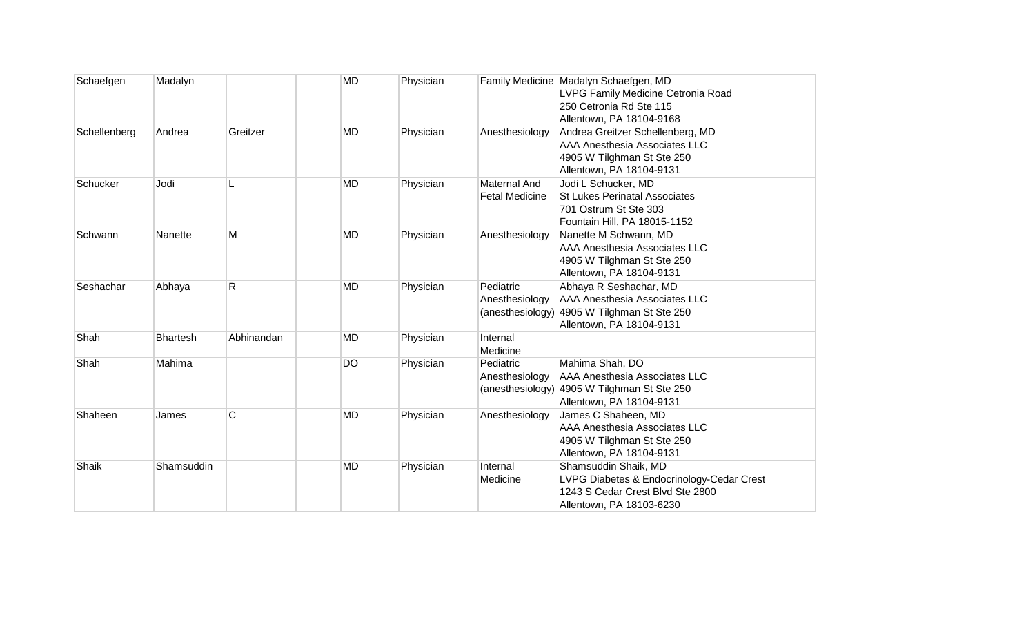| | | | | | | | |
|---|---|---|---|---|---|---|---|
| Schaefgen | Madalyn | | | MD | Physician | Family Medicine | Madalyn Schaefgen, MD<br>LVPG Family Medicine Cetronia Road<br>250 Cetronia Rd Ste 115<br>Allentown, PA 18104-9168 |
| Schellenberg | Andrea | Greitzer | | MD | Physician | Anesthesiology | Andrea Greitzer Schellenberg, MD<br>AAA Anesthesia Associates LLC<br>4905 W Tilghman St Ste 250<br>Allentown, PA 18104-9131 |
| Schucker | Jodi | L | | MD | Physician | Maternal And Fetal Medicine | Jodi L Schucker, MD<br>St Lukes Perinatal Associates<br>701 Ostrum St Ste 303<br>Fountain Hill, PA 18015-1152 |
| Schwann | Nanette | M | | MD | Physician | Anesthesiology | Nanette M Schwann, MD<br>AAA Anesthesia Associates LLC<br>4905 W Tilghman St Ste 250<br>Allentown, PA 18104-9131 |
| Seshachar | Abhaya | R | | MD | Physician | Pediatric Anesthesiology (anesthesiology) | Abhaya R Seshachar, MD<br>AAA Anesthesia Associates LLC<br>4905 W Tilghman St Ste 250<br>Allentown, PA 18104-9131 |
| Shah | Bhartesh | Abhinandan | | MD | Physician | Internal Medicine | |
| Shah | Mahima | | | DO | Physician | Pediatric Anesthesiology (anesthesiology) | Mahima Shah, DO<br>AAA Anesthesia Associates LLC<br>4905 W Tilghman St Ste 250<br>Allentown, PA 18104-9131 |
| Shaheen | James | C | | MD | Physician | Anesthesiology | James C Shaheen, MD<br>AAA Anesthesia Associates LLC<br>4905 W Tilghman St Ste 250<br>Allentown, PA 18104-9131 |
| Shaik | Shamsuddin | | | MD | Physician | Internal Medicine | Shamsuddin Shaik, MD<br>LVPG Diabetes & Endocrinology-Cedar Crest<br>1243 S Cedar Crest Blvd Ste 2800<br>Allentown, PA 18103-6230 |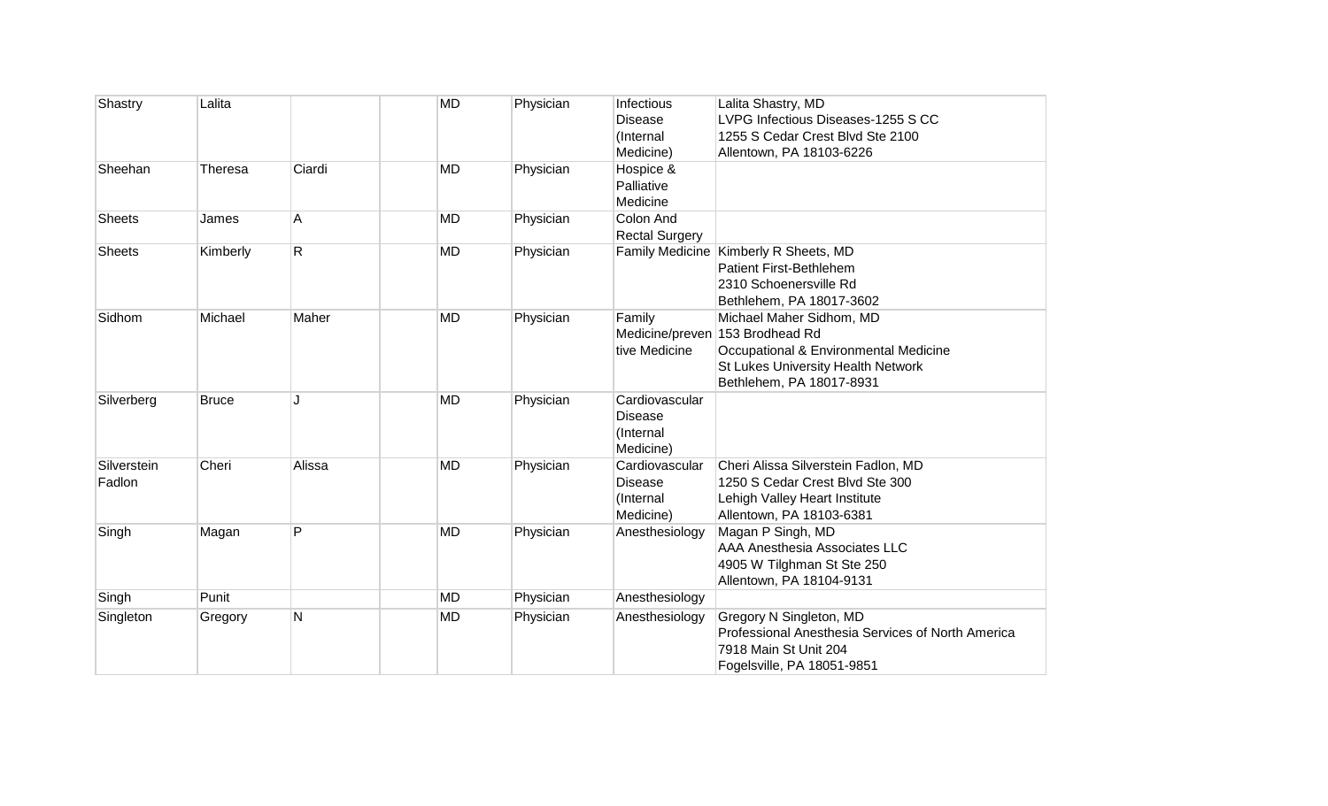| Shastry | Lalita | | | MD | Physician | Infectious Disease (Internal Medicine) | Lalita Shastry, MD<br>LVPG Infectious Diseases-1255 S CC<br>1255 S Cedar Crest Blvd Ste 2100<br>Allentown, PA 18103-6226 |
|---|---|---|---|---|---|---|---|
| Sheehan | Theresa | Ciardi | | MD | Physician | Hospice & Palliative Medicine | |
| Sheets | James | A | | MD | Physician | Colon And Rectal Surgery | |
| Sheets | Kimberly | R | | MD | Physician | Family Medicine | Kimberly R Sheets, MD<br>Patient First-Bethlehem<br>2310 Schoenersville Rd<br>Bethlehem, PA 18017-3602 |
| Sidhom | Michael | Maher | | MD | Physician | Family Medicine/preventive Medicine | Michael Maher Sidhom, MD<br>153 Brodhead Rd<br>Occupational & Environmental Medicine<br>St Lukes University Health Network<br>Bethlehem, PA 18017-8931 |
| Silverberg | Bruce | J | | MD | Physician | Cardiovascular Disease (Internal Medicine) | |
| Silverstein Fadlon | Cheri | Alissa | | MD | Physician | Cardiovascular Disease (Internal Medicine) | Cheri Alissa Silverstein Fadlon, MD<br>1250 S Cedar Crest Blvd Ste 300<br>Lehigh Valley Heart Institute<br>Allentown, PA 18103-6381 |
| Singh | Magan | P | | MD | Physician | Anesthesiology | Magan P Singh, MD<br>AAA Anesthesia Associates LLC<br>4905 W Tilghman St Ste 250<br>Allentown, PA 18104-9131 |
| Singh | Punit | | | MD | Physician | Anesthesiology | |
| Singleton | Gregory | N | | MD | Physician | Anesthesiology | Gregory N Singleton, MD<br>Professional Anesthesia Services of North America<br>7918 Main St Unit 204<br>Fogelsville, PA 18051-9851 |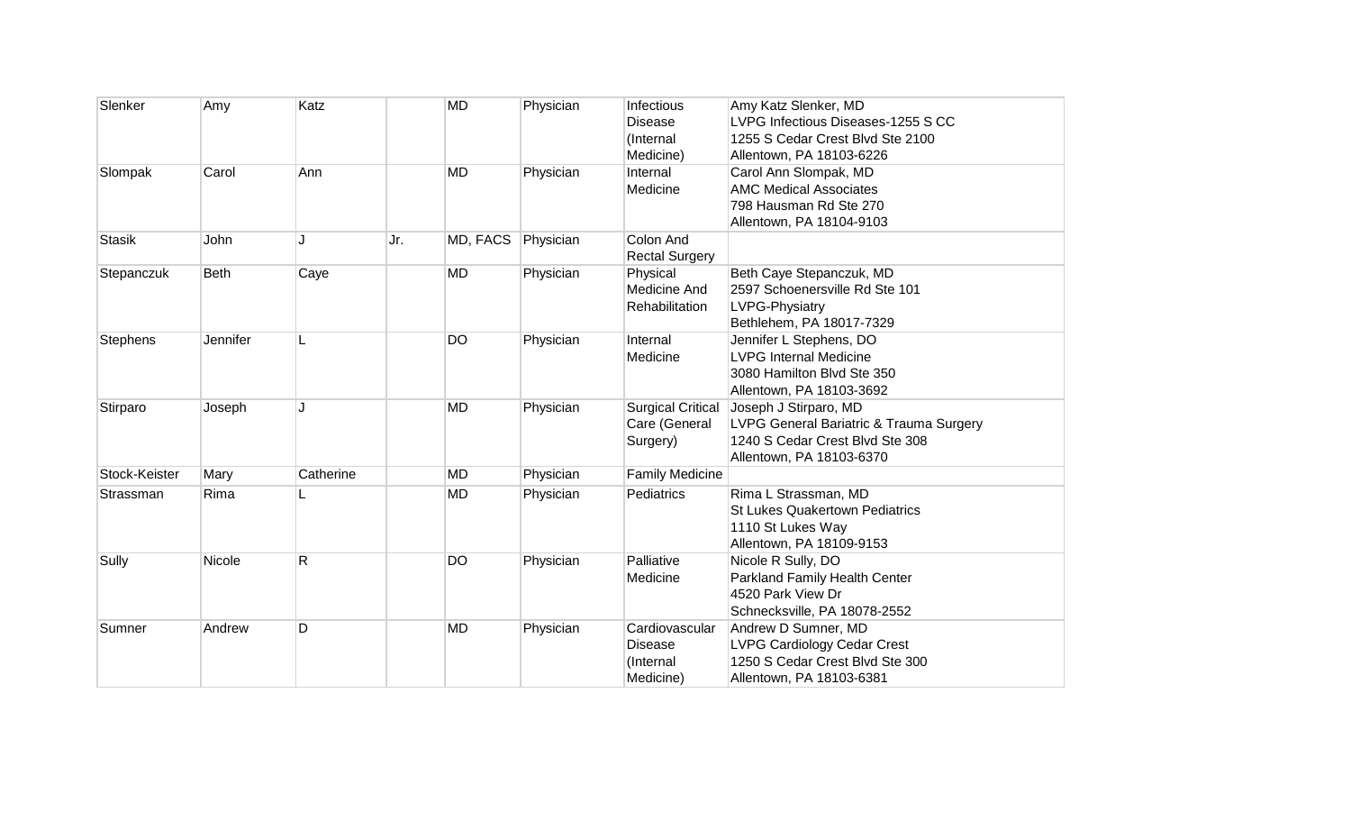| Slenker | Amy | Katz | | MD | Physician | Infectious Disease (Internal Medicine) | Amy Katz Slenker, MD<br>LVPG Infectious Diseases-1255 S CC<br>1255 S Cedar Crest Blvd Ste 2100<br>Allentown, PA 18103-6226 |
|---|---|---|---|---|---|---|---|
| Slompak | Carol | Ann | | MD | Physician | Internal Medicine | Carol Ann Slompak, MD<br>AMC Medical Associates<br>798 Hausman Rd Ste 270<br>Allentown, PA 18104-9103 |
| Stasik | John | J | Jr. | MD, FACS | Physician | Colon And Rectal Surgery | |
| Stepanczuk | Beth | Caye | | MD | Physician | Physical Medicine And Rehabilitation | Beth Caye Stepanczuk, MD<br>2597 Schoenersville Rd Ste 101<br>LVPG-Physiatry<br>Bethlehem, PA 18017-7329 |
| Stephens | Jennifer | L | | DO | Physician | Internal Medicine | Jennifer L Stephens, DO<br>LVPG Internal Medicine<br>3080 Hamilton Blvd Ste 350<br>Allentown, PA 18103-3692 |
| Stirparo | Joseph | J | | MD | Physician | Surgical Critical Care (General Surgery) | Joseph J Stirparo, MD<br>LVPG General Bariatric & Trauma Surgery<br>1240 S Cedar Crest Blvd Ste 308<br>Allentown, PA 18103-6370 |
| Stock-Keister | Mary | Catherine | | MD | Physician | Family Medicine | |
| Strassman | Rima | L | | MD | Physician | Pediatrics | Rima L Strassman, MD<br>St Lukes Quakertown Pediatrics<br>1110 St Lukes Way<br>Allentown, PA 18109-9153 |
| Sully | Nicole | R | | DO | Physician | Palliative Medicine | Nicole R Sully, DO<br>Parkland Family Health Center<br>4520 Park View Dr<br>Schnecksville, PA 18078-2552 |
| Sumner | Andrew | D | | MD | Physician | Cardiovascular Disease (Internal Medicine) | Andrew D Sumner, MD<br>LVPG Cardiology Cedar Crest<br>1250 S Cedar Crest Blvd Ste 300<br>Allentown, PA 18103-6381 |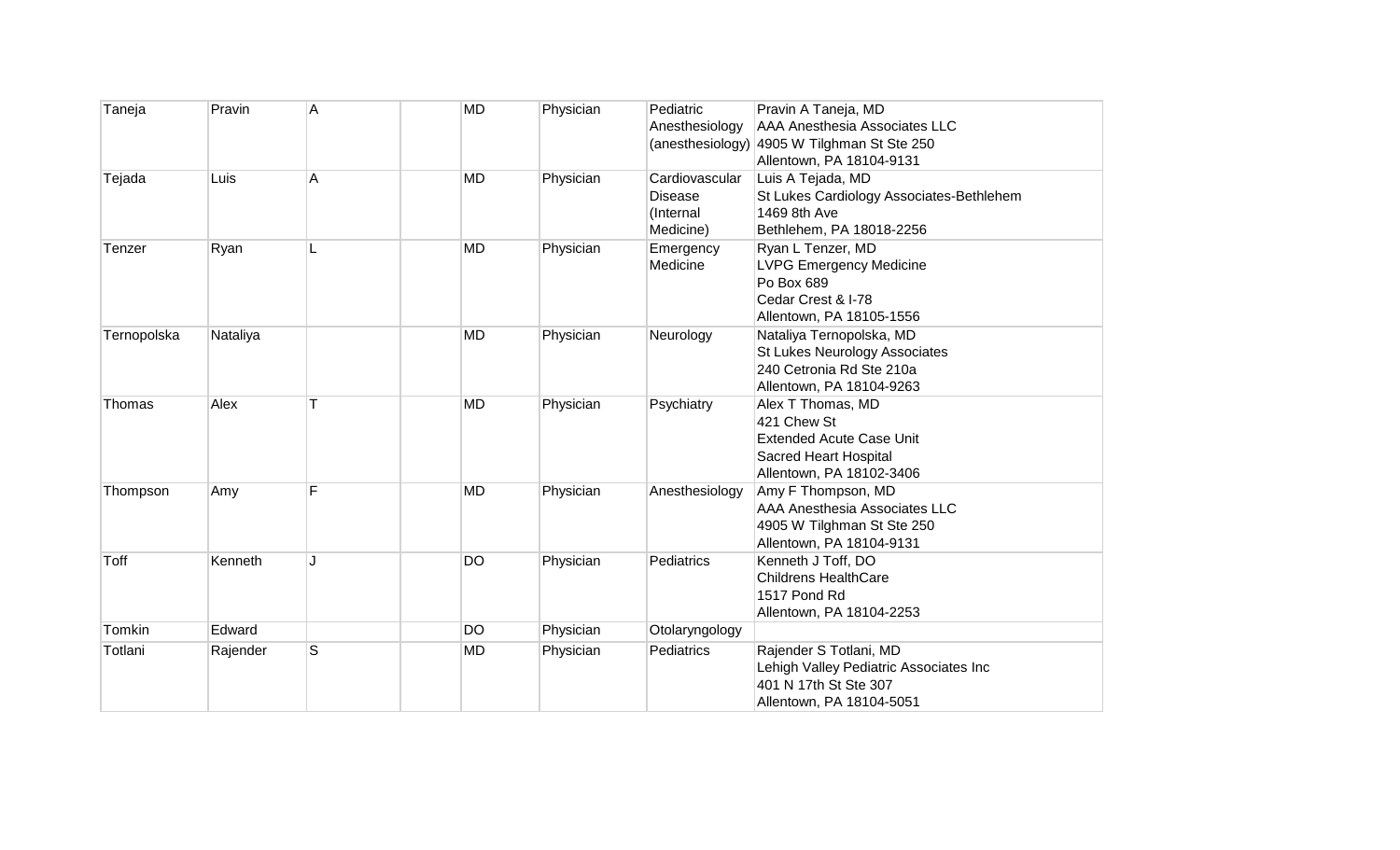| Taneja | Pravin | A | | MD | Physician | Pediatric Anesthesiology (anesthesiology) | Pravin A Taneja, MD<br>AAA Anesthesia Associates LLC<br>4905 W Tilghman St Ste 250<br>Allentown, PA 18104-9131 |
|---|---|---|---|---|---|---|---|
| Tejada | Luis | A | | MD | Physician | Cardiovascular Disease (Internal Medicine) | Luis A Tejada, MD<br>St Lukes Cardiology Associates-Bethlehem<br>1469 8th Ave<br>Bethlehem, PA 18018-2256 |
| Tenzer | Ryan | L | | MD | Physician | Emergency Medicine | Ryan L Tenzer, MD<br>LVPG Emergency Medicine<br>Po Box 689<br>Cedar Crest & I-78<br>Allentown, PA 18105-1556 |
| Ternopolska | Nataliya | | | MD | Physician | Neurology | Nataliya Ternopolska, MD<br>St Lukes Neurology Associates<br>240 Cetronia Rd Ste 210a<br>Allentown, PA 18104-9263 |
| Thomas | Alex | T | | MD | Physician | Psychiatry | Alex T Thomas, MD<br>421 Chew St<br>Extended Acute Case Unit<br>Sacred Heart Hospital<br>Allentown, PA 18102-3406 |
| Thompson | Amy | F | | MD | Physician | Anesthesiology | Amy F Thompson, MD<br>AAA Anesthesia Associates LLC<br>4905 W Tilghman St Ste 250<br>Allentown, PA 18104-9131 |
| Toff | Kenneth | J | | DO | Physician | Pediatrics | Kenneth J Toff, DO<br>Childrens HealthCare<br>1517 Pond Rd<br>Allentown, PA 18104-2253 |
| Tomkin | Edward | | | DO | Physician | Otolaryngology | |
| Totlani | Rajender | S | | MD | Physician | Pediatrics | Rajender S Totlani, MD<br>Lehigh Valley Pediatric Associates Inc<br>401 N 17th St Ste 307<br>Allentown, PA 18104-5051 |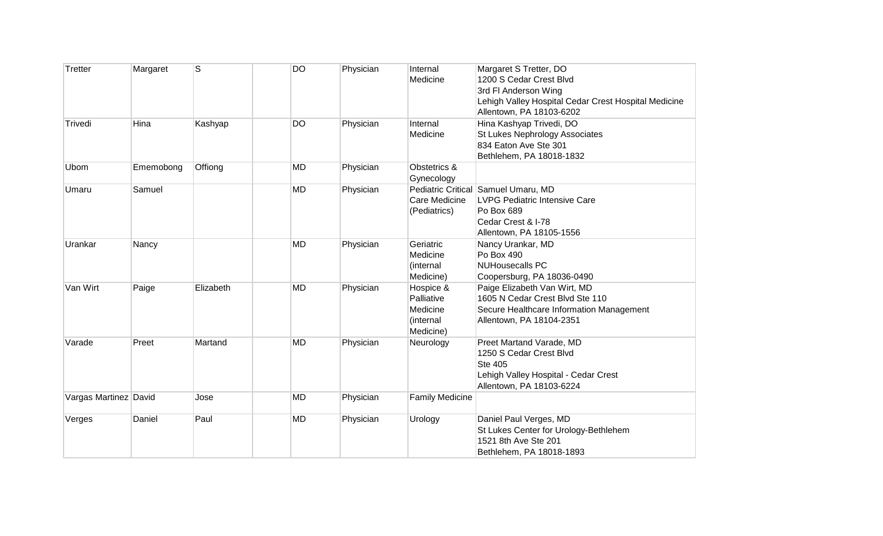| Tretter | Margaret | S | | DO | Physician | Internal Medicine | Margaret S Tretter, DO<br>1200 S Cedar Crest Blvd<br>3rd Fl Anderson Wing<br>Lehigh Valley Hospital Cedar Crest Hospital Medicine<br>Allentown, PA 18103-6202 |
|---|---|---|---|---|---|---|---|
| Trivedi | Hina | Kashyap | | DO | Physician | Internal Medicine | Hina Kashyap Trivedi, DO<br>St Lukes Nephrology Associates<br>834 Eaton Ave Ste 301<br>Bethlehem, PA 18018-1832 |
| Ubom | Ememobong | Offiong | | MD | Physician | Obstetrics & Gynecology | |
| Umaru | Samuel | | | MD | Physician | Pediatric Critical Care Medicine (Pediatrics) | Samuel Umaru, MD<br>LVPG Pediatric Intensive Care<br>Po Box 689<br>Cedar Crest & I-78<br>Allentown, PA 18105-1556 |
| Urankar | Nancy | | | MD | Physician | Geriatric Medicine (internal Medicine) | Nancy Urankar, MD<br>Po Box 490<br>NUHousecalls PC<br>Coopersburg, PA 18036-0490 |
| Van Wirt | Paige | Elizabeth | | MD | Physician | Hospice & Palliative Medicine (internal Medicine) | Paige Elizabeth Van Wirt, MD<br>1605 N Cedar Crest Blvd Ste 110<br>Secure Healthcare Information Management<br>Allentown, PA 18104-2351 |
| Varade | Preet | Martand | | MD | Physician | Neurology | Preet Martand Varade, MD<br>1250 S Cedar Crest Blvd<br>Ste 405<br>Lehigh Valley Hospital - Cedar Crest<br>Allentown, PA 18103-6224 |
| Vargas Martinez | David | Jose | | MD | Physician | Family Medicine | |
| Verges | Daniel | Paul | | MD | Physician | Urology | Daniel Paul Verges, MD<br>St Lukes Center for Urology-Bethlehem<br>1521 8th Ave Ste 201<br>Bethlehem, PA 18018-1893 |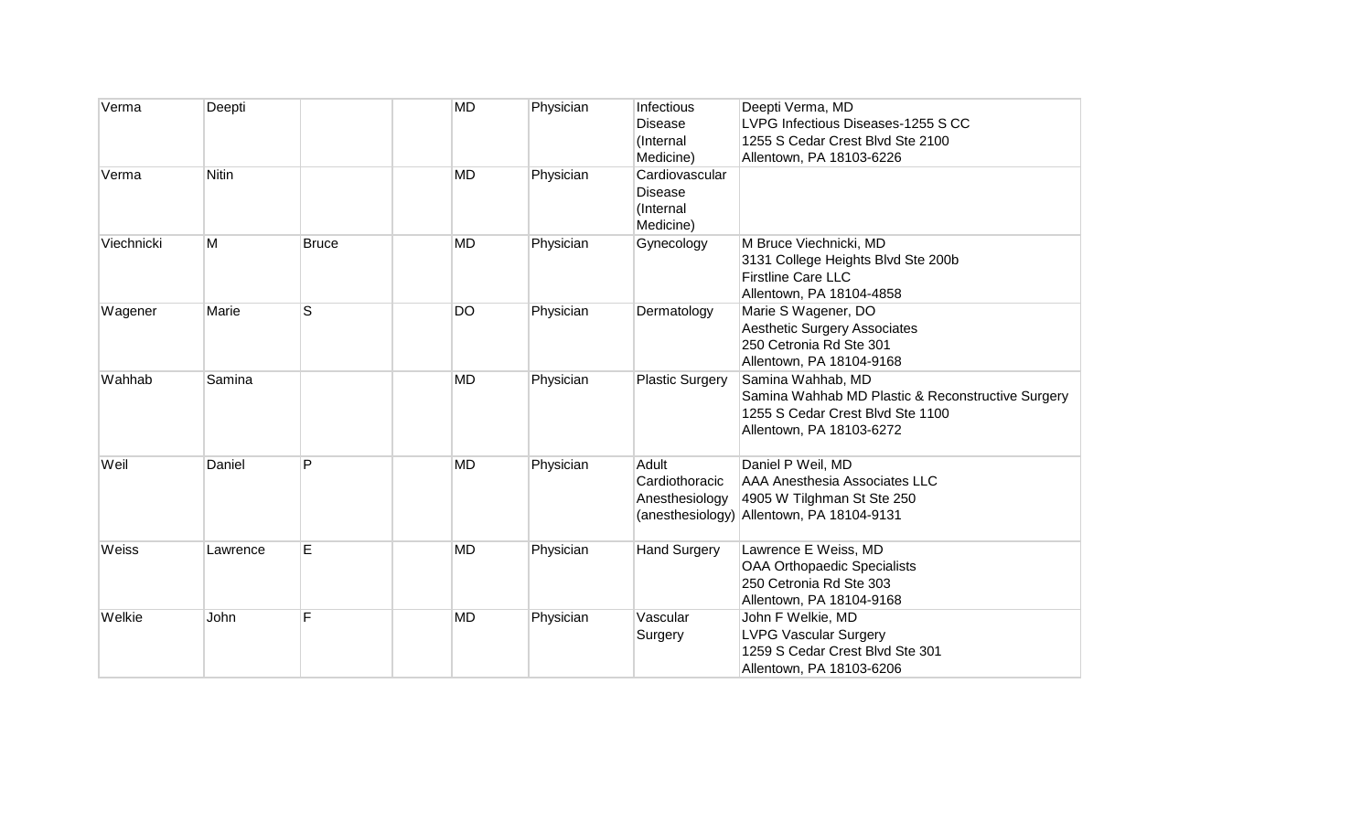| | | | | | | | |
|---|---|---|---|---|---|---|---|
| Verma | Deepti | | | MD | Physician | Infectious Disease (Internal Medicine) | Deepti Verma, MD<br>LVPG Infectious Diseases-1255 S CC<br>1255 S Cedar Crest Blvd Ste 2100<br>Allentown, PA 18103-6226 |
| Verma | Nitin | | | MD | Physician | Cardiovascular Disease (Internal Medicine) | |
| Viechnicki | M | Bruce | | MD | Physician | Gynecology | M Bruce Viechnicki, MD<br>3131 College Heights Blvd Ste 200b<br>Firstline Care LLC<br>Allentown, PA 18104-4858 |
| Wagener | Marie | S | | DO | Physician | Dermatology | Marie S Wagener, DO<br>Aesthetic Surgery Associates<br>250 Cetronia Rd Ste 301<br>Allentown, PA 18104-9168 |
| Wahhab | Samina | | | MD | Physician | Plastic Surgery | Samina Wahhab, MD<br>Samina Wahhab MD Plastic & Reconstructive Surgery<br>1255 S Cedar Crest Blvd Ste 1100<br>Allentown, PA 18103-6272 |
| Weil | Daniel | P | | MD | Physician | Adult Cardiothoracic Anesthesiology (anesthesiology) | Daniel P Weil, MD<br>AAA Anesthesia Associates LLC<br>4905 W Tilghman St Ste 250<br>Allentown, PA 18104-9131 |
| Weiss | Lawrence | E | | MD | Physician | Hand Surgery | Lawrence E Weiss, MD<br>OAA Orthopaedic Specialists<br>250 Cetronia Rd Ste 303<br>Allentown, PA 18104-9168 |
| Welkie | John | F | | MD | Physician | Vascular Surgery | John F Welkie, MD<br>LVPG Vascular Surgery<br>1259 S Cedar Crest Blvd Ste 301<br>Allentown, PA 18103-6206 |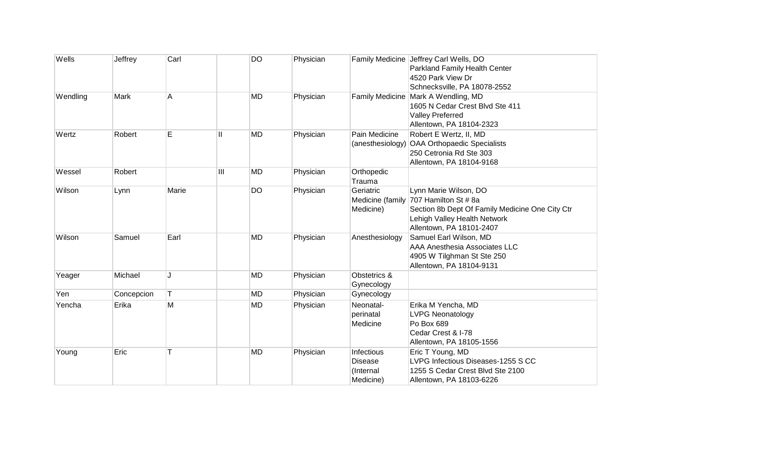| Wells | Jeffrey | Carl | | DO | Physician | Family Medicine | Jeffrey Carl Wells, DO<br>Parkland Family Health Center<br>4520 Park View Dr<br>Schnecksville, PA 18078-2552 |
|---|---|---|---|---|---|---|---|
| Wendling | Mark | A | | MD | Physician | Family Medicine | Mark A Wendling, MD<br>1605 N Cedar Crest Blvd Ste 411<br>Valley Preferred<br>Allentown, PA 18104-2323 |
| Wertz | Robert | E | II | MD | Physician | Pain Medicine (anesthesiology) | Robert E Wertz, II, MD<br>OAA Orthopaedic Specialists<br>250 Cetronia Rd Ste 303<br>Allentown, PA 18104-9168 |
| Wessel | Robert | | III | MD | Physician | Orthopedic Trauma | |
| Wilson | Lynn | Marie | | DO | Physician | Geriatric Medicine (family Medicine) | Lynn Marie Wilson, DO<br>707 Hamilton St # 8a<br>Section 8b Dept Of Family Medicine One City Ctr<br>Lehigh Valley Health Network<br>Allentown, PA 18101-2407 |
| Wilson | Samuel | Earl | | MD | Physician | Anesthesiology | Samuel Earl Wilson, MD<br>AAA Anesthesia Associates LLC<br>4905 W Tilghman St Ste 250<br>Allentown, PA 18104-9131 |
| Yeager | Michael | J | | MD | Physician | Obstetrics & Gynecology | |
| Yen | Concepcion | T | | MD | Physician | Gynecology | |
| Yencha | Erika | M | | MD | Physician | Neonatal-perinatal Medicine | Erika M Yencha, MD<br>LVPG Neonatology<br>Po Box 689<br>Cedar Crest & I-78<br>Allentown, PA 18105-1556 |
| Young | Eric | T | | MD | Physician | Infectious Disease (Internal Medicine) | Eric T Young, MD<br>LVPG Infectious Diseases-1255 S CC<br>1255 S Cedar Crest Blvd Ste 2100<br>Allentown, PA 18103-6226 |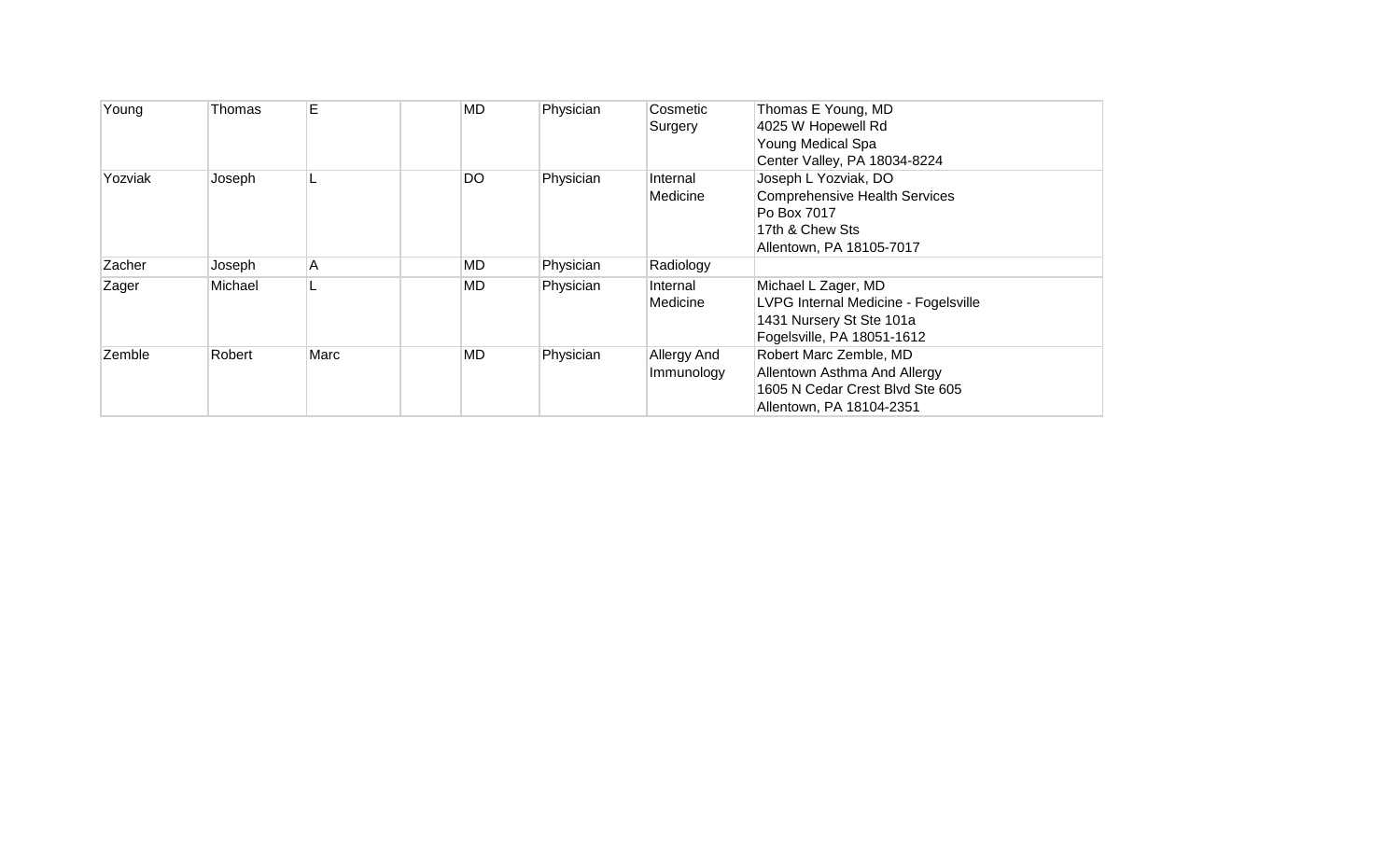| | | | | | | | |
|---|---|---|---|---|---|---|---|
| Young | Thomas | E | | MD | Physician | Cosmetic Surgery | Thomas E Young, MD<br>4025 W Hopewell Rd<br>Young Medical Spa<br>Center Valley, PA 18034-8224 |
| Yozviak | Joseph | L | | DO | Physician | Internal Medicine | Joseph L Yozviak, DO<br>Comprehensive Health Services<br>Po Box 7017<br>17th & Chew Sts<br>Allentown, PA 18105-7017 |
| Zacher | Joseph | A | | MD | Physician | Radiology | |
| Zager | Michael | L | | MD | Physician | Internal Medicine | Michael L Zager, MD<br>LVPG Internal Medicine - Fogelsville<br>1431 Nursery St Ste 101a<br>Fogelsville, PA 18051-1612 |
| Zemble | Robert | Marc | | MD | Physician | Allergy And Immunology | Robert Marc Zemble, MD<br>Allentown Asthma And Allergy<br>1605 N Cedar Crest Blvd Ste 605<br>Allentown, PA 18104-2351 |